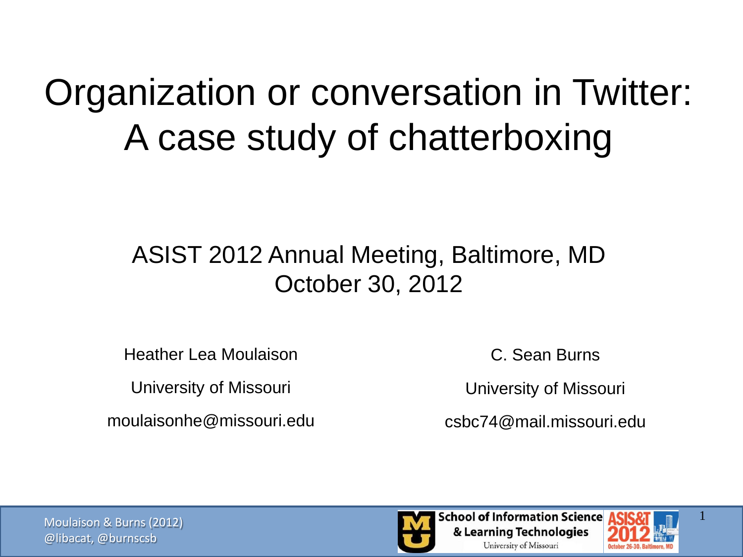# Organization or conversation in Twitter: A case study of chatterboxing

ASIST 2012 Annual Meeting, Baltimore, MD
October 30, 2012

Heather Lea Moulaison
University of Missouri
moulaisonhe@missouri.edu

C. Sean Burns
University of Missouri
csbc74@mail.missouri.edu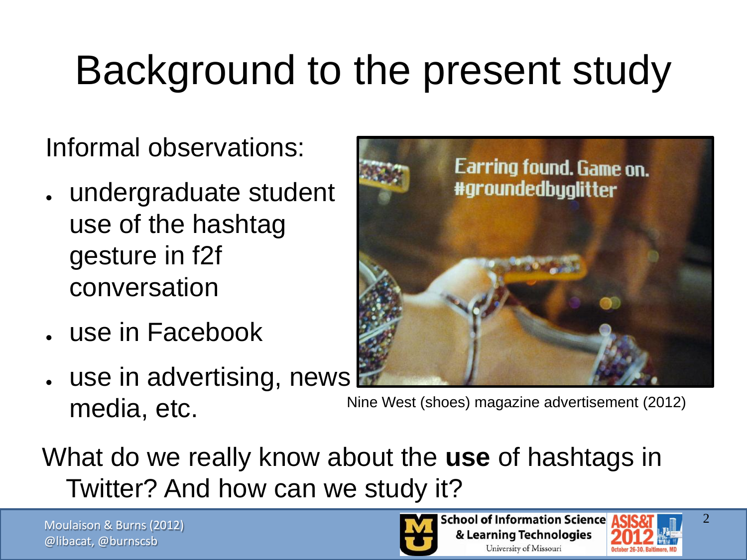# Background to the present study

Informal observations:

- undergraduate student use of the hashtag gesture in f2f conversation
- use in Facebook
- use in advertising, news media, etc.

Nine West (shoes) magazine advertisement (2012)

What do we really know about the **use** of hashtags in Twitter? And how can we study it?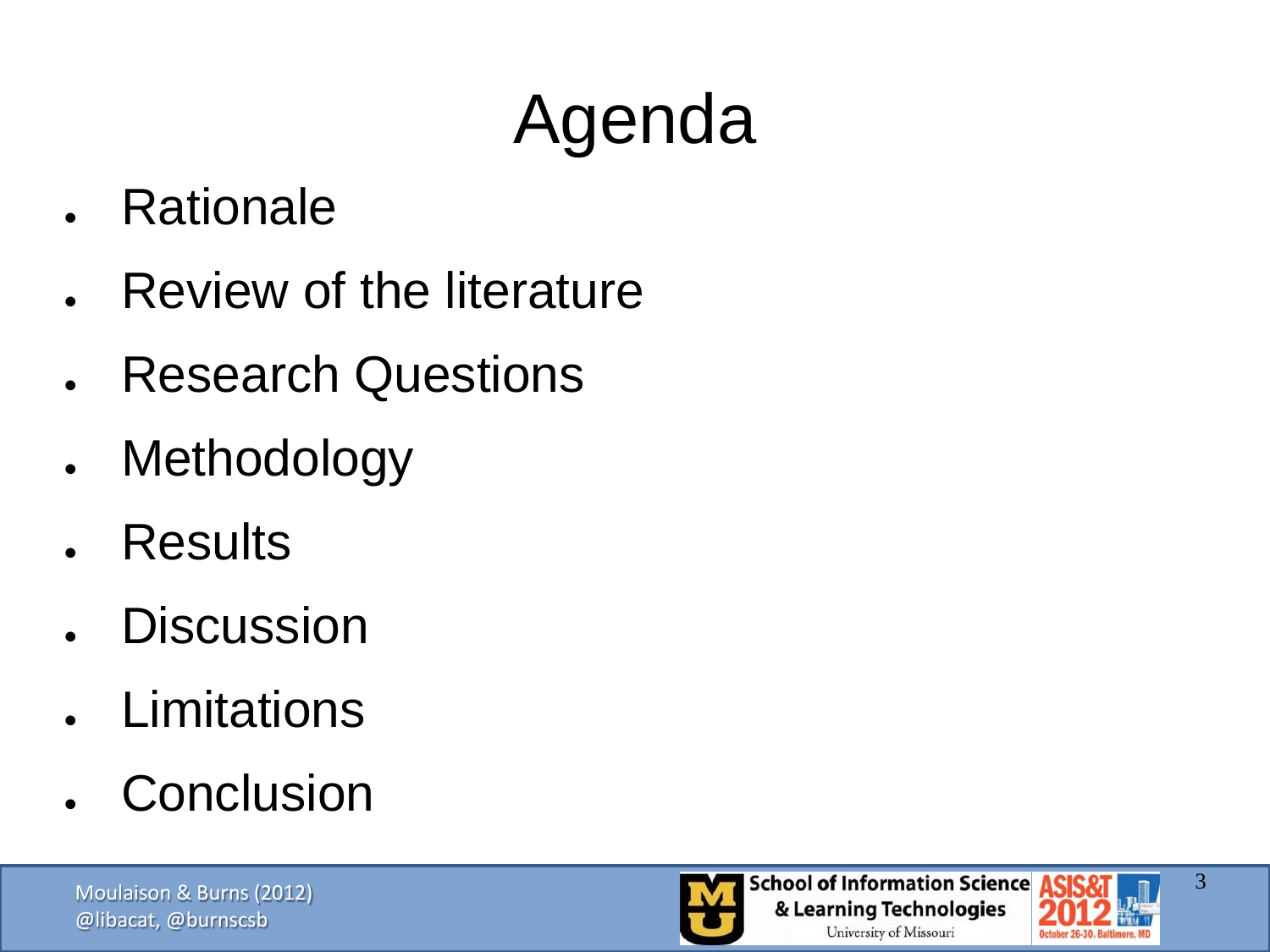# Agenda

- Rationale
- Review of the literature
- Research Questions
- Methodology
- Results
- Discussion
- Limitations
- Conclusion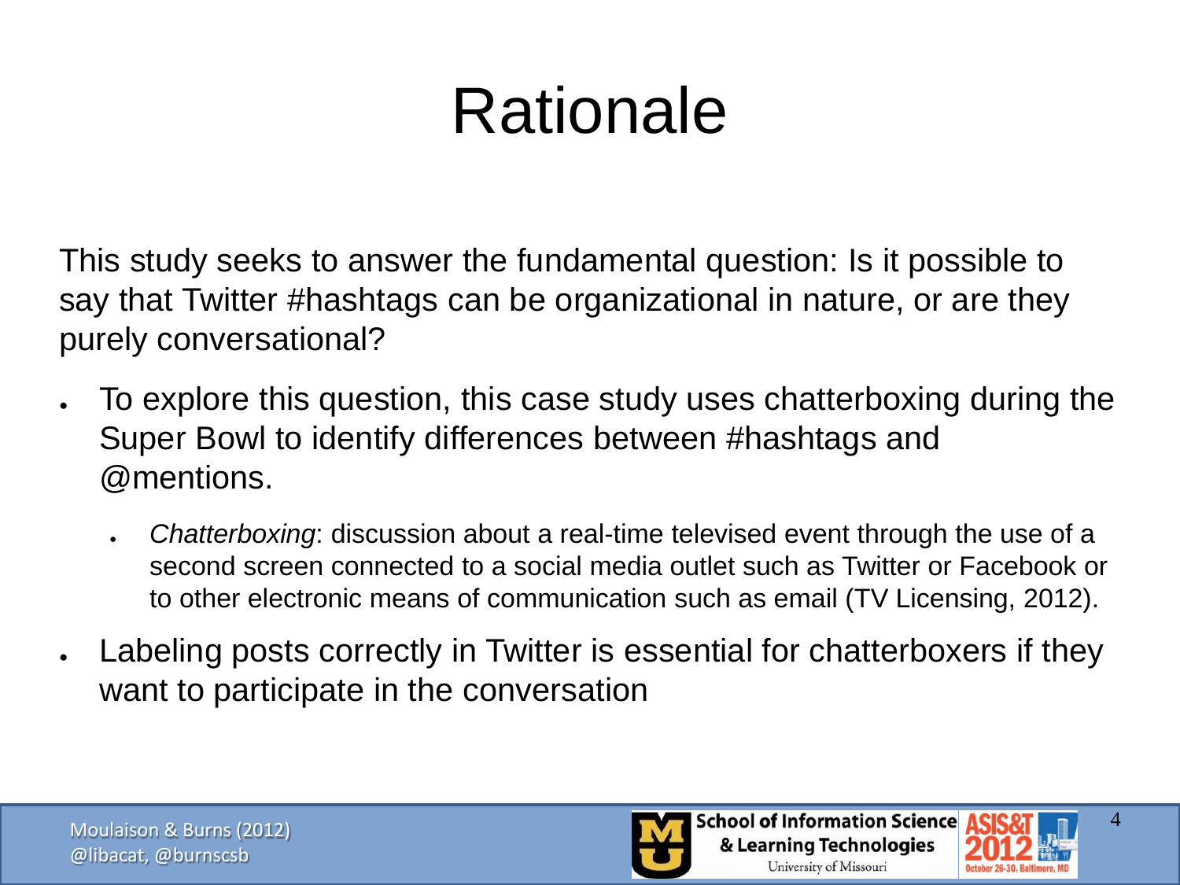# Rationale

This study seeks to answer the fundamental question: Is it possible to say that Twitter #hashtags can be organizational in nature, or are they purely conversational?

- To explore this question, this case study uses chatterboxing during the Super Bowl to identify differences between #hashtags and @mentions.
    - *Chatterboxing*: discussion about a real-time televised event through the use of a second screen connected to a social media outlet such as Twitter or Facebook or to other electronic means of communication such as email (TV Licensing, 2012).
- Labeling posts correctly in Twitter is essential for chatterboxers if they want to participate in the conversation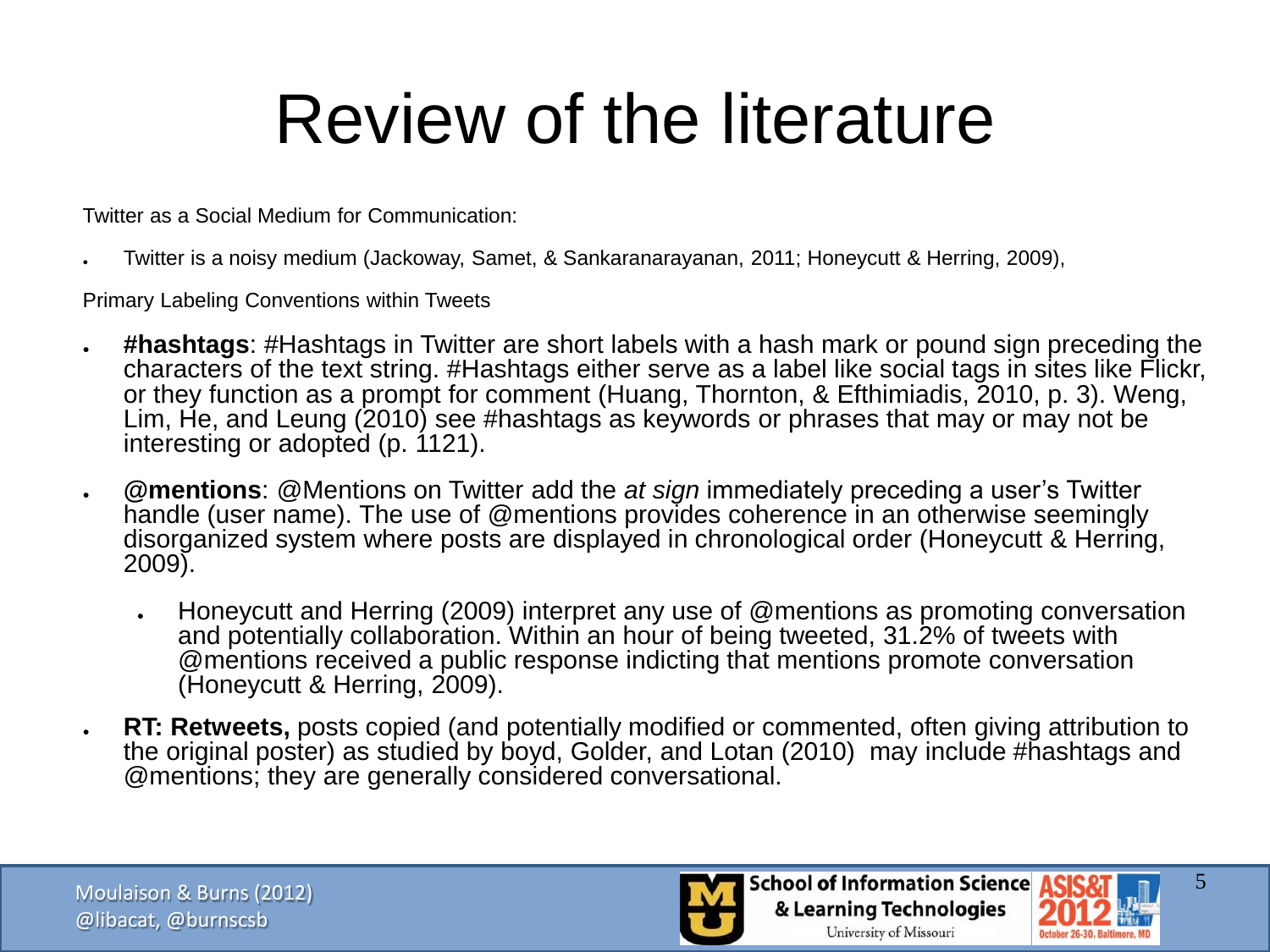# Review of the literature

Twitter as a Social Medium for Communication:

- Twitter is a noisy medium (Jackoway, Samet, & Sankaranarayanan, 2011; Honeycutt & Herring, 2009),

Primary Labeling Conventions within Tweets

- **#hashtags**: #Hashtags in Twitter are short labels with a hash mark or pound sign preceding the characters of the text string. #Hashtags either serve as a label like social tags in sites like Flickr, or they function as a prompt for comment (Huang, Thornton, & Efthimiadis, 2010, p. 3). Weng, Lim, He, and Leung (2010) see #hashtags as keywords or phrases that may or may not be interesting or adopted (p. 1121).
- **@mentions**: @Mentions on Twitter add the *at sign* immediately preceding a user's Twitter handle (user name). The use of @mentions provides coherence in an otherwise seemingly disorganized system where posts are displayed in chronological order (Honeycutt & Herring, 2009).
  - Honeycutt and Herring (2009) interpret any use of @mentions as promoting conversation and potentially collaboration. Within an hour of being tweeted, 31.2% of tweets with @mentions received a public response indicting that mentions promote conversation (Honeycutt & Herring, 2009).
- **RT: Retweets,** posts copied (and potentially modified or commented, often giving attribution to the original poster) as studied by boyd, Golder, and Lotan (2010) may include #hashtags and @mentions; they are generally considered conversational.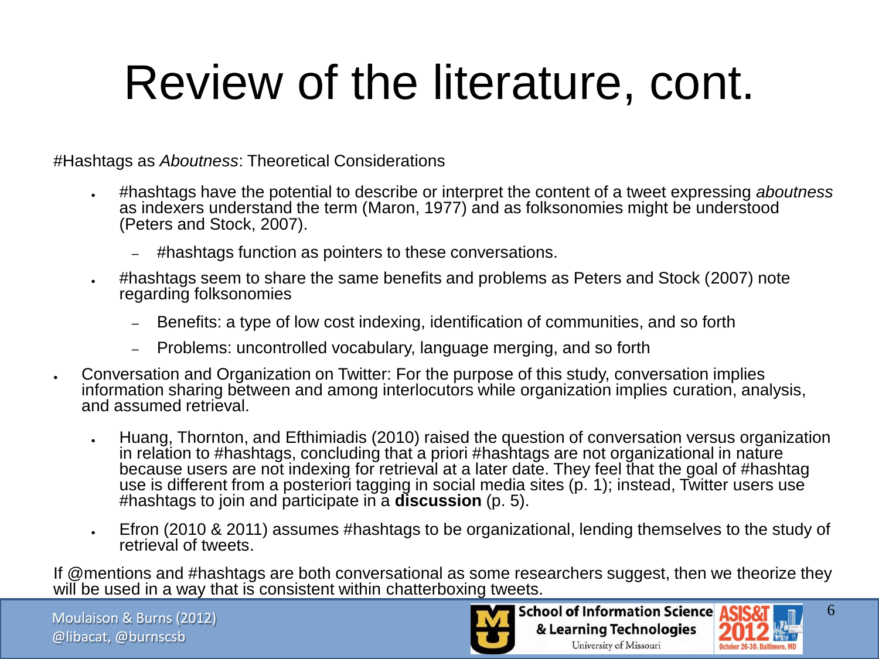# Review of the literature, cont.

#Hashtags as *Aboutness*: Theoretical Considerations

- #hashtags have the potential to describe or interpret the content of a tweet expressing *aboutness* as indexers understand the term (Maron, 1977) and as folksonomies might be understood (Peters and Stock, 2007).
  - #hashtags function as pointers to these conversations.
- #hashtags seem to share the same benefits and problems as Peters and Stock (2007) note regarding folksonomies
  - Benefits: a type of low cost indexing, identification of communities, and so forth
  - Problems: uncontrolled vocabulary, language merging, and so forth

- Conversation and Organization on Twitter: For the purpose of this study, conversation implies information sharing between and among interlocutors while organization implies curation, analysis, and assumed retrieval.
  - Huang, Thornton, and Efthimiadis (2010) raised the question of conversation versus organization in relation to #hashtags, concluding that a priori #hashtags are not organizational in nature because users are not indexing for retrieval at a later date. They feel that the goal of #hashtag use is different from a posteriori tagging in social media sites (p. 1); instead, Twitter users use #hashtags to join and participate in a **discussion** (p. 5).
  - Efron (2010 & 2011) assumes #hashtags to be organizational, lending themselves to the study of retrieval of tweets.

If @mentions and #hashtags are both conversational as some researchers suggest, then we theorize they will be used in a way that is consistent within chatterboxing tweets.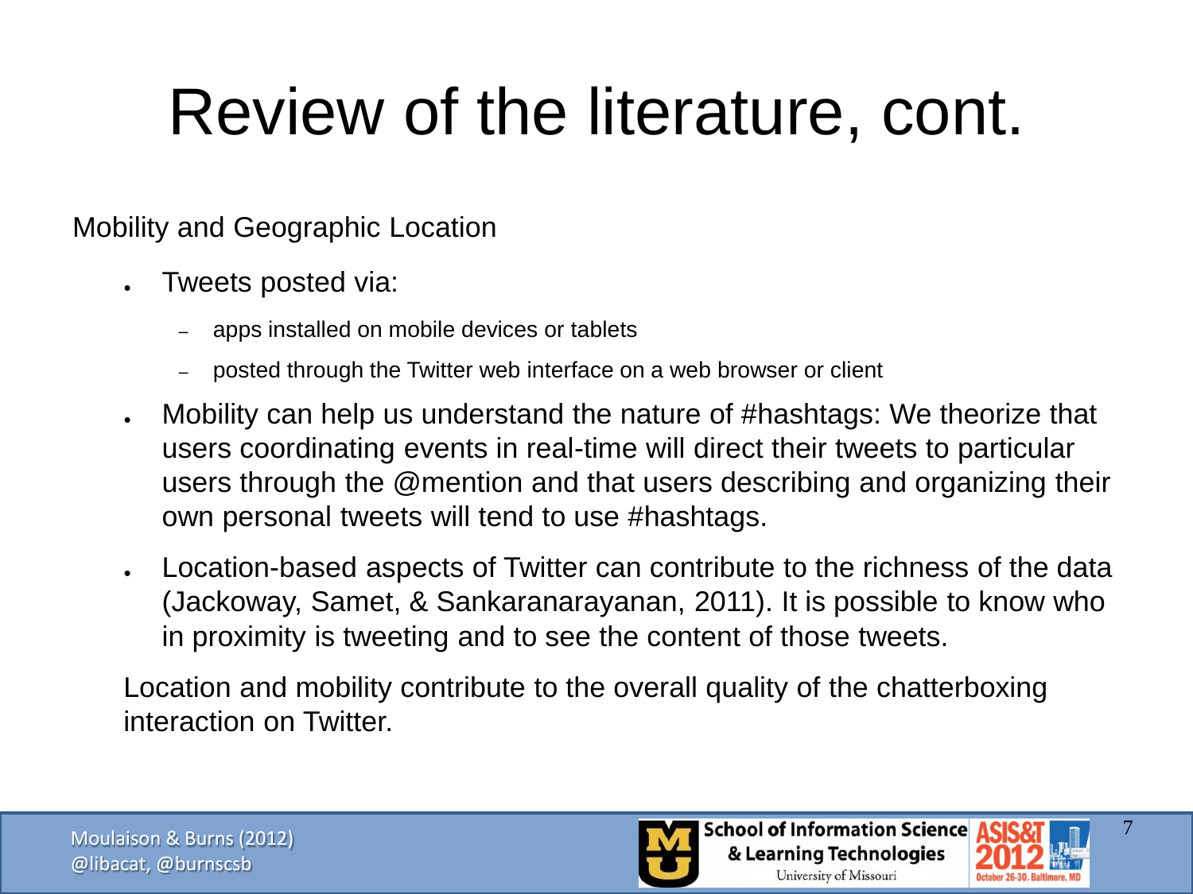# Review of the literature, cont.

Mobility and Geographic Location

- Tweets posted via:
  - apps installed on mobile devices or tablets
  - posted through the Twitter web interface on a web browser or client
- Mobility can help us understand the nature of #hashtags: We theorize that users coordinating events in real-time will direct their tweets to particular users through the @mention and that users describing and organizing their own personal tweets will tend to use #hashtags.
- Location-based aspects of Twitter can contribute to the richness of the data (Jackoway, Samet, & Sankaranarayanan, 2011). It is possible to know who in proximity is tweeting and to see the content of those tweets.

Location and mobility contribute to the overall quality of the chatterboxing interaction on Twitter.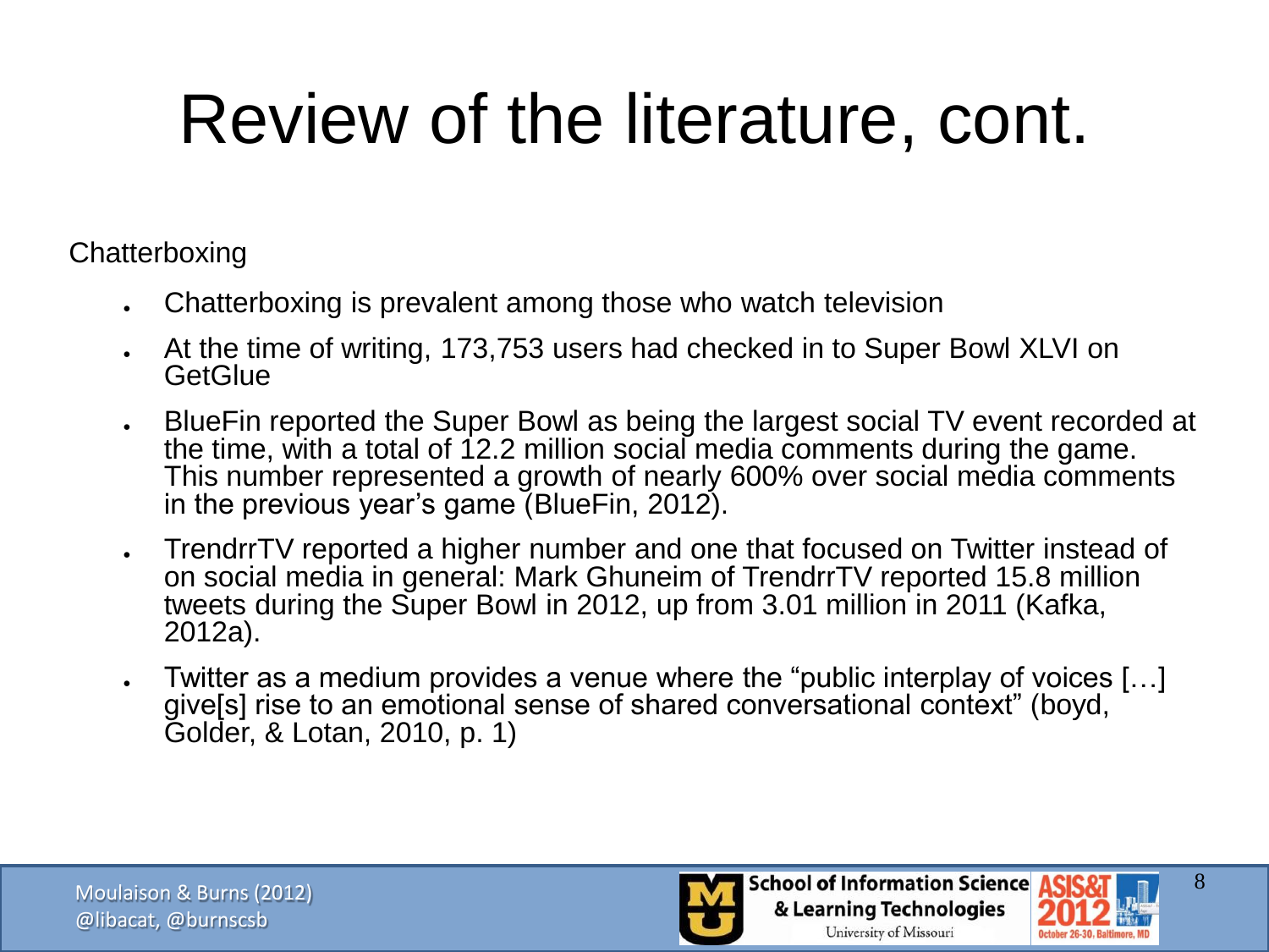# Review of the literature, cont.

Chatterboxing

- Chatterboxing is prevalent among those who watch television
- At the time of writing, 173,753 users had checked in to Super Bowl XLVI on GetGlue
- BlueFin reported the Super Bowl as being the largest social TV event recorded at the time, with a total of 12.2 million social media comments during the game. This number represented a growth of nearly 600% over social media comments in the previous year's game (BlueFin, 2012).
- TrendrrTV reported a higher number and one that focused on Twitter instead of on social media in general: Mark Ghuneim of TrendrrTV reported 15.8 million tweets during the Super Bowl in 2012, up from 3.01 million in 2011 (Kafka, 2012a).
- Twitter as a medium provides a venue where the "public interplay of voices […] give[s] rise to an emotional sense of shared conversational context" (boyd, Golder, & Lotan, 2010, p. 1)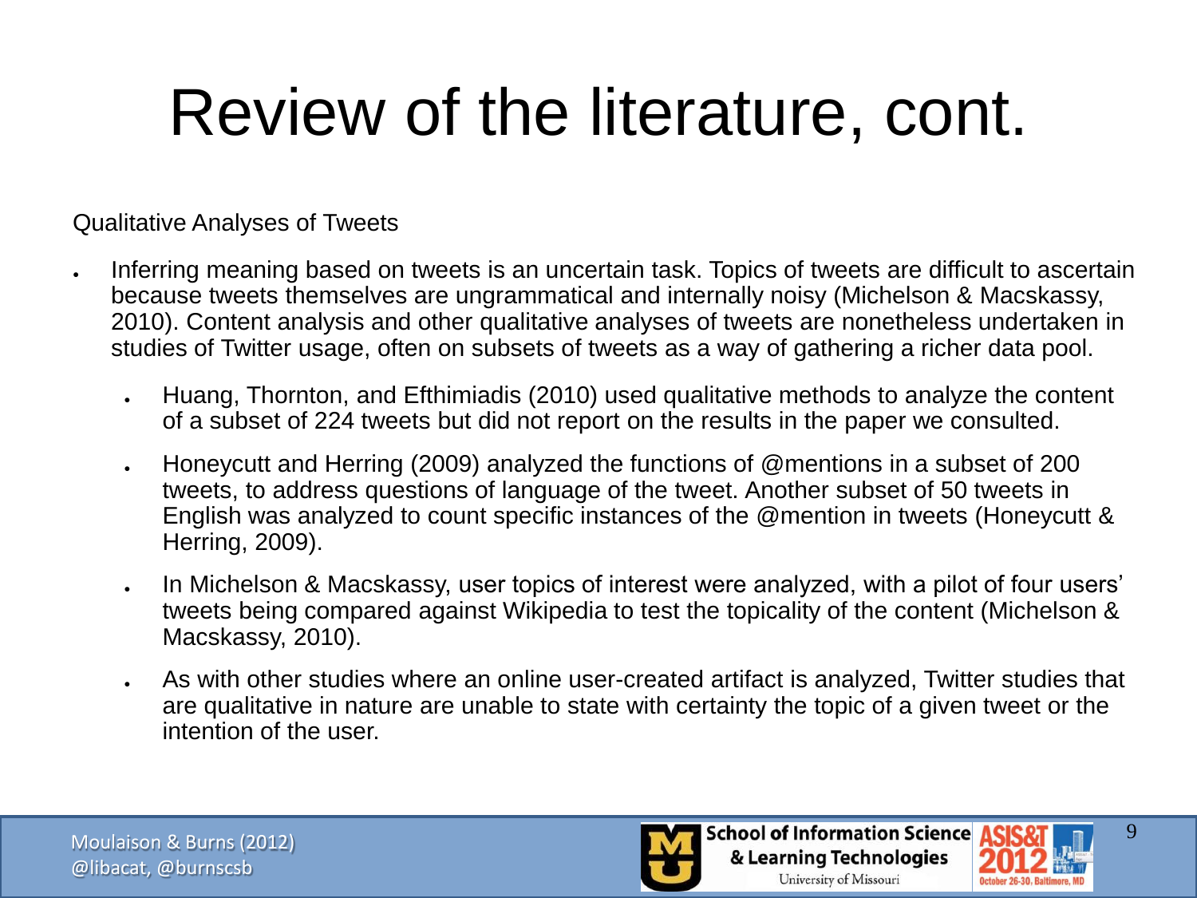# Review of the literature, cont.

Qualitative Analyses of Tweets

- Inferring meaning based on tweets is an uncertain task. Topics of tweets are difficult to ascertain because tweets themselves are ungrammatical and internally noisy (Michelson & Macskassy, 2010). Content analysis and other qualitative analyses of tweets are nonetheless undertaken in studies of Twitter usage, often on subsets of tweets as a way of gathering a richer data pool.
  - Huang, Thornton, and Efthimiadis (2010) used qualitative methods to analyze the content of a subset of 224 tweets but did not report on the results in the paper we consulted.
  - Honeycutt and Herring (2009) analyzed the functions of @mentions in a subset of 200 tweets, to address questions of language of the tweet. Another subset of 50 tweets in English was analyzed to count specific instances of the @mention in tweets (Honeycutt & Herring, 2009).
  - In Michelson & Macskassy, user topics of interest were analyzed, with a pilot of four users' tweets being compared against Wikipedia to test the topicality of the content (Michelson & Macskassy, 2010).
  - As with other studies where an online user-created artifact is analyzed, Twitter studies that are qualitative in nature are unable to state with certainty the topic of a given tweet or the intention of the user.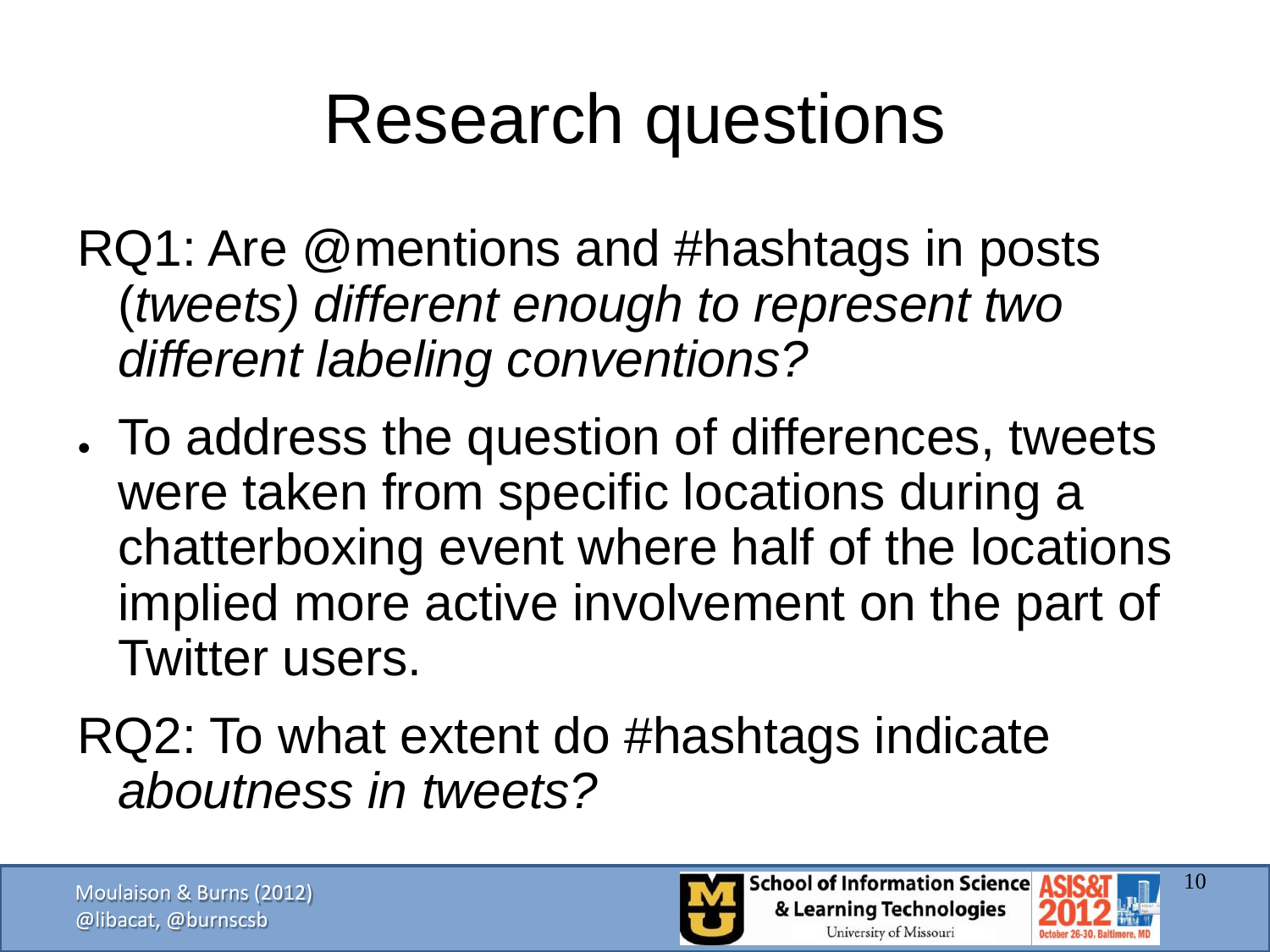# Research questions

RQ1: Are @mentions and #hashtags in posts (*tweets) different enough to represent two different labeling conventions?*

- To address the question of differences, tweets were taken from specific locations during a chatterboxing event where half of the locations implied more active involvement on the part of Twitter users.

RQ2: To what extent do #hashtags indicate *aboutness in tweets?*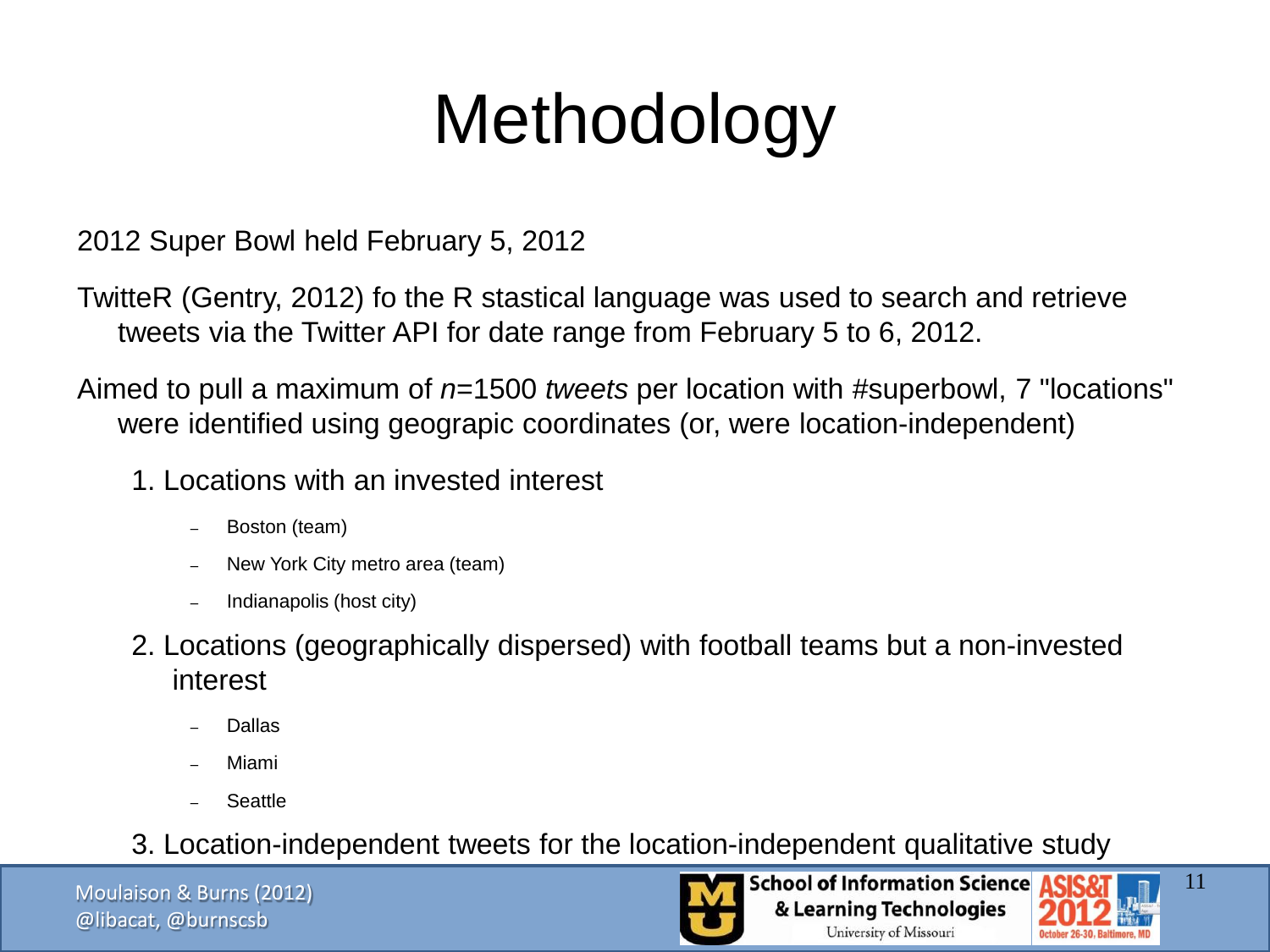# Methodology

2012 Super Bowl held February 5, 2012

TwitteR (Gentry, 2012) fo the R stastical language was used to search and retrieve tweets via the Twitter API for date range from February 5 to 6, 2012.

Aimed to pull a maximum of *n*=1500 *tweets* per location with #superbowl, 7 "locations" were identified using geograpic coordinates (or, were location-independent)

1. Locations with an invested interest
   - Boston (team)
   - New York City metro area (team)
   - Indianapolis (host city)
2. Locations (geographically dispersed) with football teams but a non-invested interest
   - Dallas
   - Miami
   - Seattle
3. Location-independent tweets for the location-independent qualitative study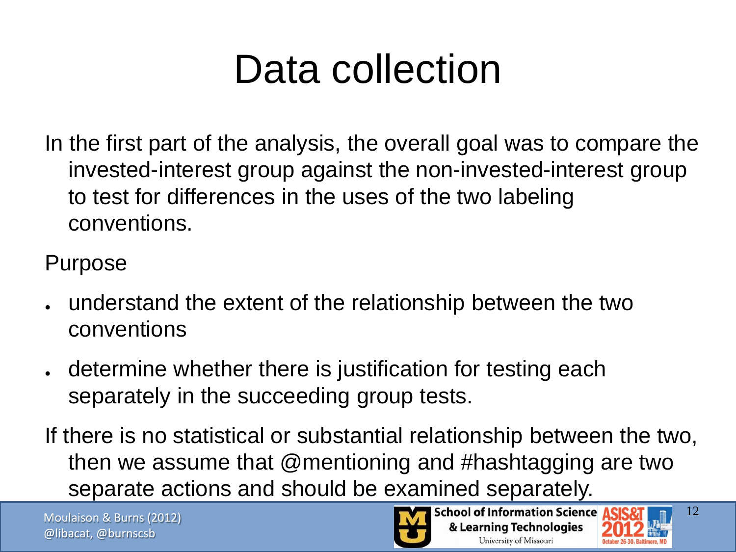# Data collection

In the first part of the analysis, the overall goal was to compare the invested-interest group against the non-invested-interest group to test for differences in the uses of the two labeling conventions.

Purpose

- understand the extent of the relationship between the two conventions
- determine whether there is justification for testing each separately in the succeeding group tests.

If there is no statistical or substantial relationship between the two, then we assume that @mentioning and #hashtagging are two separate actions and should be examined separately.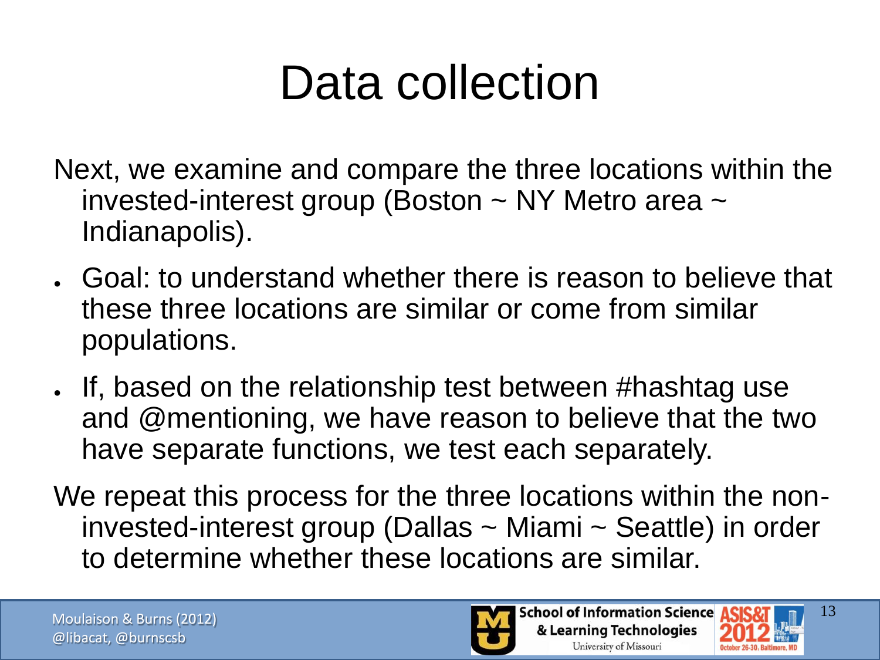# Data collection

Next, we examine and compare the three locations within the invested-interest group (Boston ~ NY Metro area ~ Indianapolis).

- Goal: to understand whether there is reason to believe that these three locations are similar or come from similar populations.
- If, based on the relationship test between #hashtag use and @mentioning, we have reason to believe that the two have separate functions, we test each separately.

We repeat this process for the three locations within the non-invested-interest group (Dallas ~ Miami ~ Seattle) in order to determine whether these locations are similar.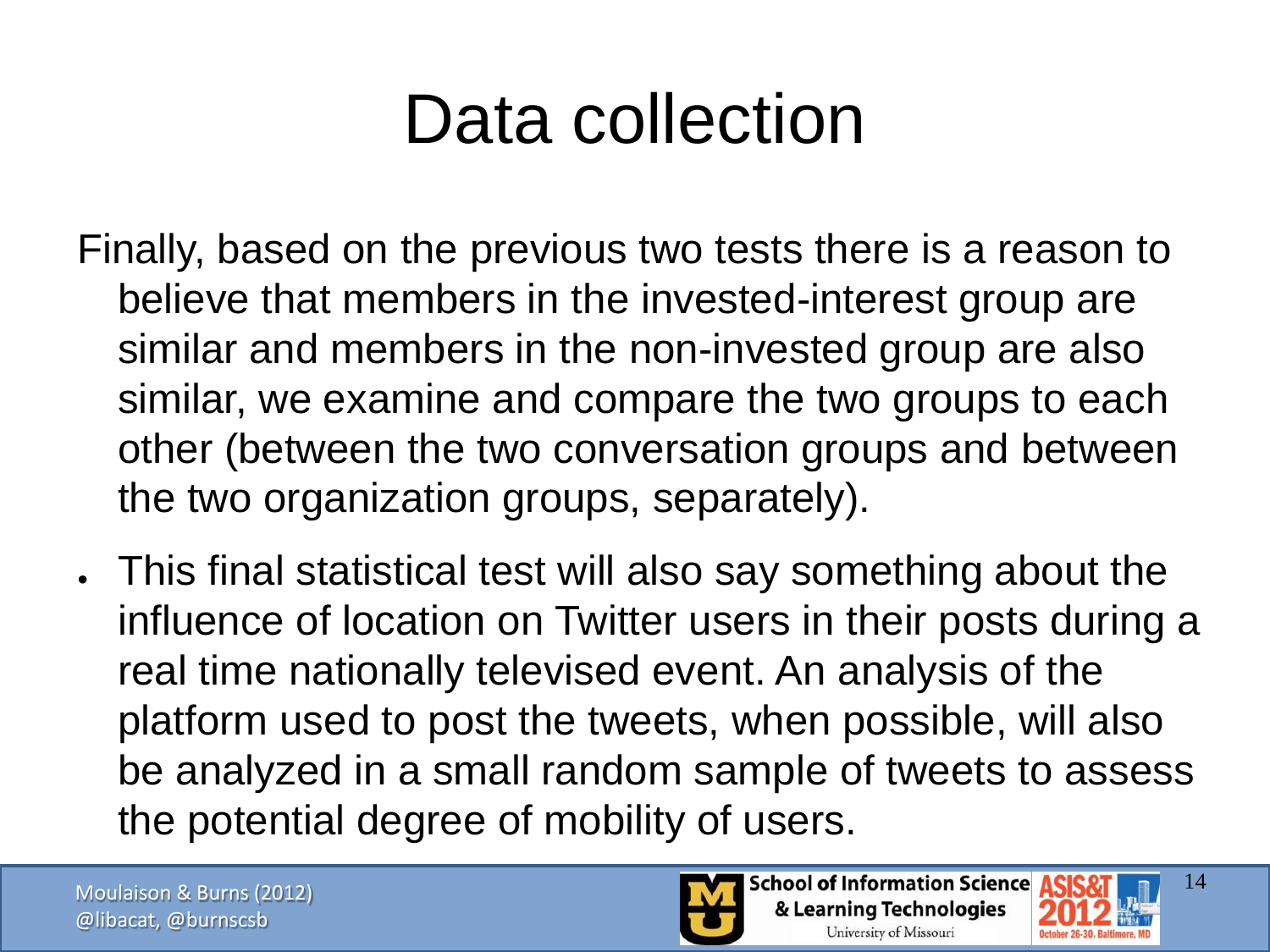# Data collection

Finally, based on the previous two tests there is a reason to believe that members in the invested-interest group are similar and members in the non-invested group are also similar, we examine and compare the two groups to each other (between the two conversation groups and between the two organization groups, separately).

- This final statistical test will also say something about the influence of location on Twitter users in their posts during a real time nationally televised event. An analysis of the platform used to post the tweets, when possible, will also be analyzed in a small random sample of tweets to assess the potential degree of mobility of users.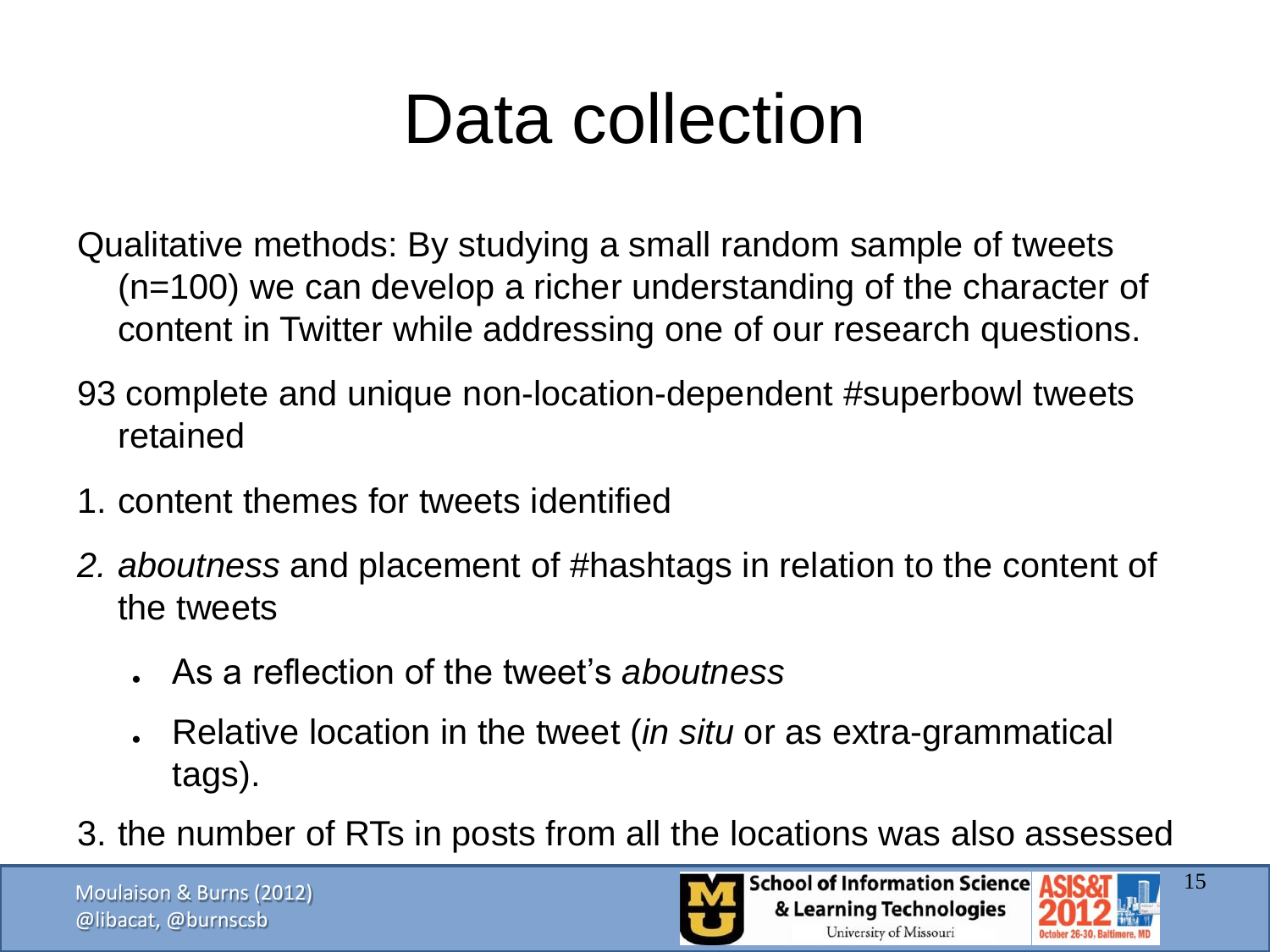# Data collection

Qualitative methods: By studying a small random sample of tweets (n=100) we can develop a richer understanding of the character of content in Twitter while addressing one of our research questions.

93 complete and unique non-location-dependent #superbowl tweets retained

1. content themes for tweets identified
2. *aboutness* and placement of #hashtags in relation to the content of the tweets
   - As a reflection of the tweet's *aboutness*
   - Relative location in the tweet (*in situ* or as extra-grammatical tags).
3. the number of RTs in posts from all the locations was also assessed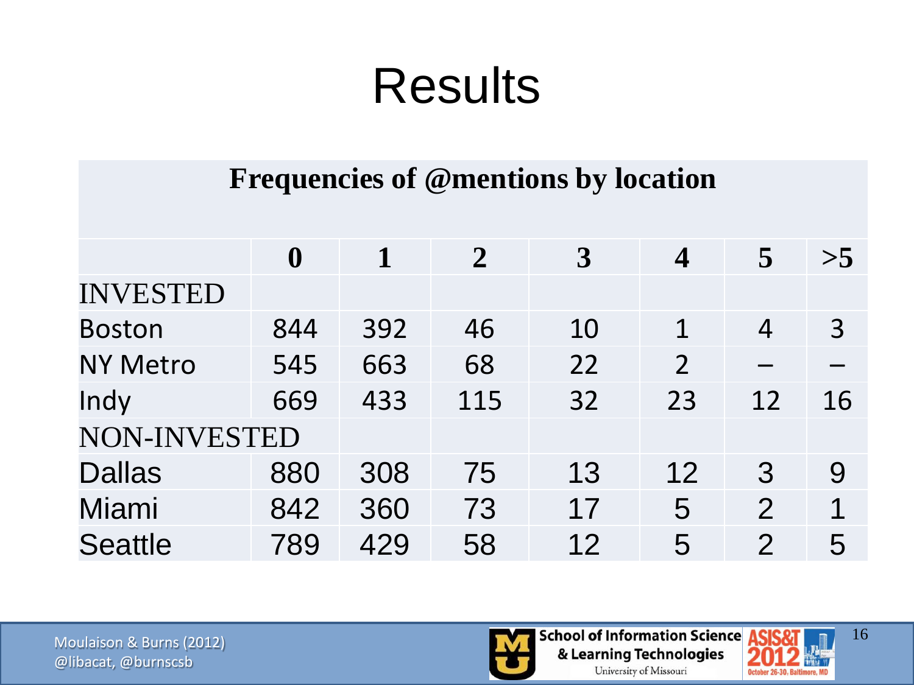# Results

**Frequencies of @mentions by location**

| | **0** | **1** | **2** | **3** | **4** | **5** | **>5** |
|---|---|---|---|---|---|---|---|
| INVESTED | | | | | | | |
| Boston | 844 | 392 | 46 | 10 | 1 | 4 | 3 |
| NY Metro | 545 | 663 | 68 | 22 | 2 | – | – |
| Indy | 669 | 433 | 115 | 32 | 23 | 12 | 16 |
| NON-INVESTED | | | | | | | |
| Dallas | 880 | 308 | 75 | 13 | 12 | 3 | 9 |
| Miami | 842 | 360 | 73 | 17 | 5 | 2 | 1 |
| Seattle | 789 | 429 | 58 | 12 | 5 | 2 | 5 |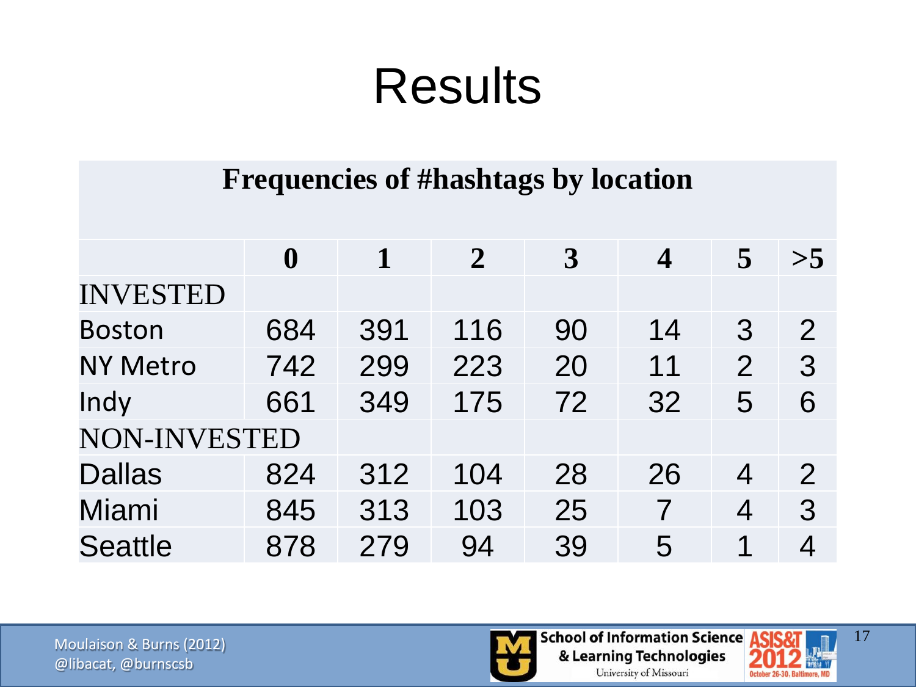# Results

**Frequencies of #hashtags by location**

| | 0 | 1 | 2 | 3 | 4 | 5 | >5 |
|---|---|---|---|---|---|---|---|
| INVESTED | | | | | | | |
| Boston | 684 | 391 | 116 | 90 | 14 | 3 | 2 |
| NY Metro | 742 | 299 | 223 | 20 | 11 | 2 | 3 |
| Indy | 661 | 349 | 175 | 72 | 32 | 5 | 6 |
| NON-INVESTED | | | | | | | |
| Dallas | 824 | 312 | 104 | 28 | 26 | 4 | 2 |
| Miami | 845 | 313 | 103 | 25 | 7 | 4 | 3 |
| Seattle | 878 | 279 | 94 | 39 | 5 | 1 | 4 |

Moulaison & Burns (2012)
@libacat, @burnscsb

School of Information Science & Learning Technologies
University of Missouri

ASIS&T 2012
October 26-30, Baltimore, MD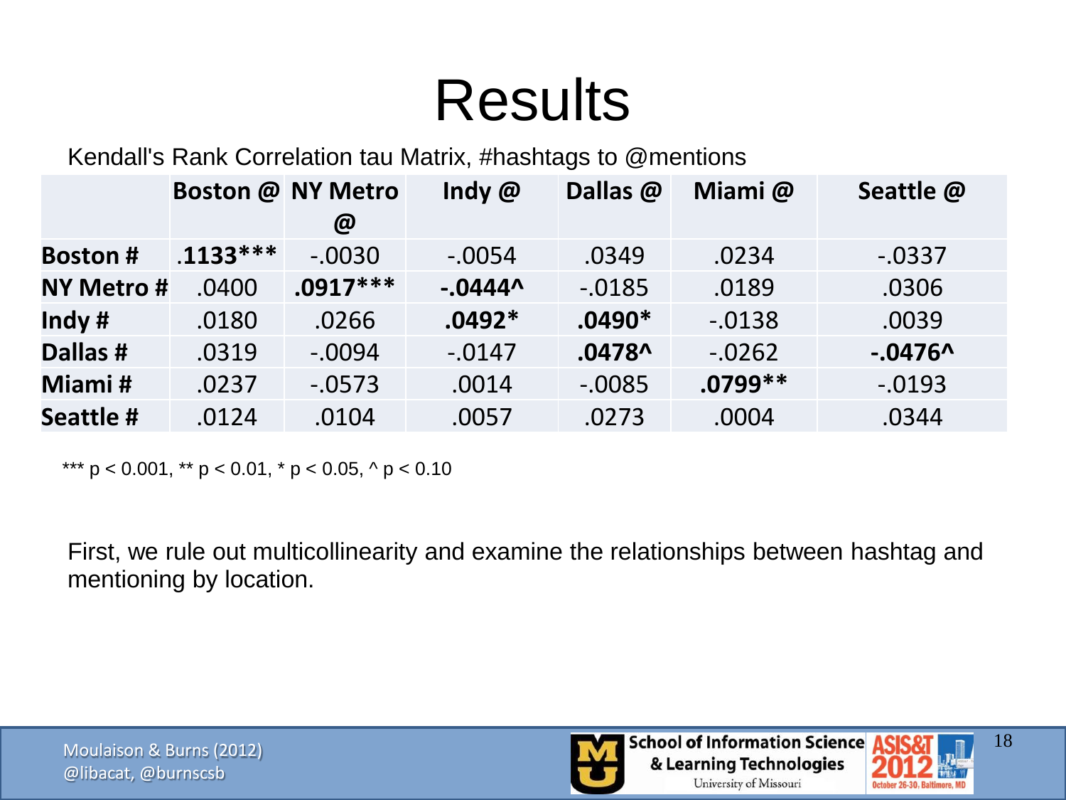# Results

Kendall's Rank Correlation tau Matrix, #hashtags to @mentions

| | Boston @ | NY Metro @ | Indy @ | Dallas @ | Miami @ | Seattle @ |
|---|---|---|---|---|---|---|
| **Boston #** | **.1133*** ** | -.0030 | -.0054 | .0349 | .0234 | -.0337 |
| **NY Metro #** | .0400 | **.0917*** ** | **-.0444^** | -.0185 | .0189 | .0306 |
| **Indy #** | .0180 | .0266 | **.0492*** | **.0490*** | -.0138 | .0039 |
| **Dallas #** | .0319 | -.0094 | -.0147 | **.0478^** | -.0262 | **-.0476^** |
| **Miami #** | .0237 | -.0573 | .0014 | -.0085 | **.0799** ** | -.0193 |
| **Seattle #** | .0124 | .0104 | .0057 | .0273 | .0004 | .0344 |

*** $p < 0.001$, ** $p < 0.01$, * $p < 0.05$, ^ $p < 0.10$

First, we rule out multicollinearity and examine the relationships between hashtag and mentioning by location.

Moulaison & Burns (2012)
@libacat, @burnscsb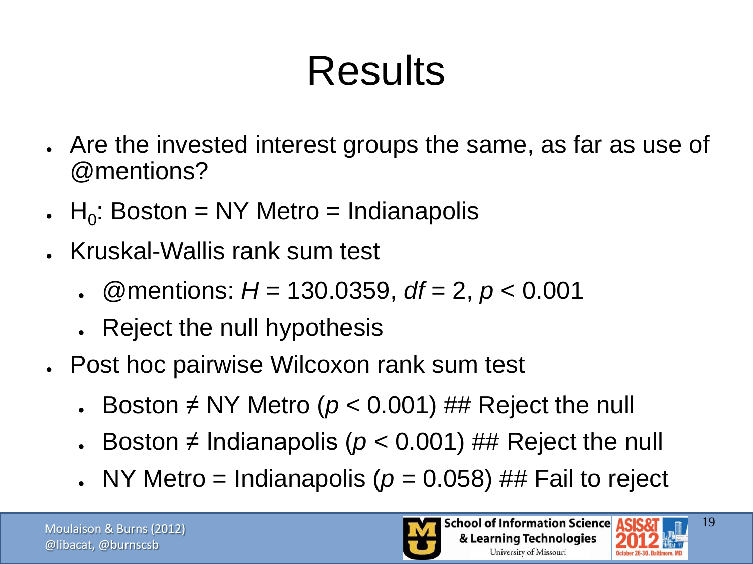# Results

- Are the invested interest groups the same, as far as use of @mentions?
- $H_0$: Boston = NY Metro = Indianapolis
- Kruskal-Wallis rank sum test
  - @mentions: $H = 130.0359$, $df = 2$, $p < 0.001$
  - Reject the null hypothesis
- Post hoc pairwise Wilcoxon rank sum test
  - Boston ≠ NY Metro ($p < 0.001$) ## Reject the null
  - Boston ≠ Indianapolis ($p < 0.001$) ## Reject the null
  - NY Metro = Indianapolis ($p = 0.058$) ## Fail to reject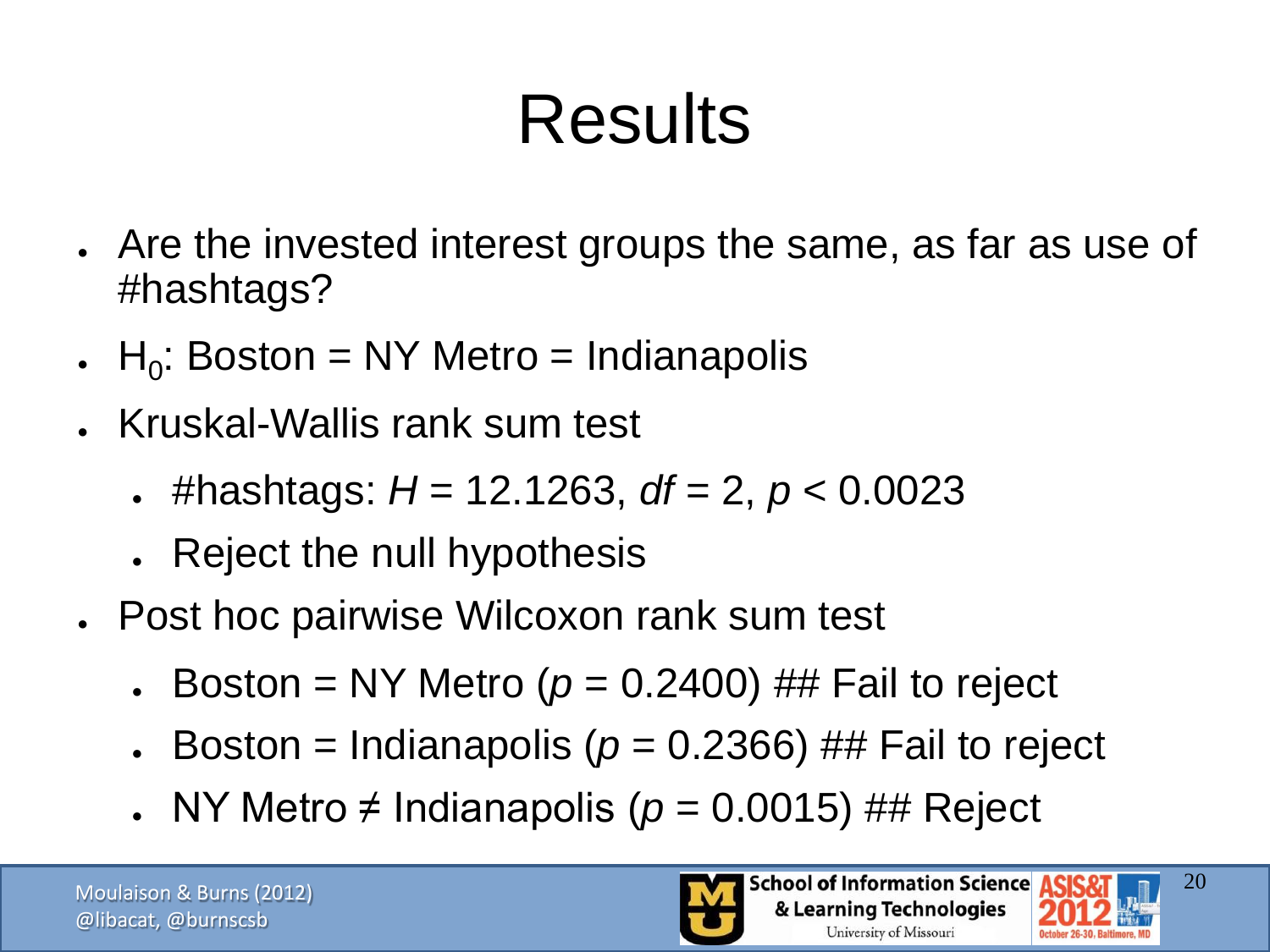# Results

- Are the invested interest groups the same, as far as use of #hashtags?
- $H_0$: Boston = NY Metro = Indianapolis
- Kruskal-Wallis rank sum test
  - #hashtags: $H = 12.1263$, $df = 2$, $p < 0.0023$
  - Reject the null hypothesis
- Post hoc pairwise Wilcoxon rank sum test
  - Boston = NY Metro ($p = 0.2400$) ## Fail to reject
  - Boston = Indianapolis ($p = 0.2366$) ## Fail to reject
  - NY Metro ≠ Indianapolis ($p = 0.0015$) ## Reject

Moulaison & Burns (2012)
@libacat, @burnscsb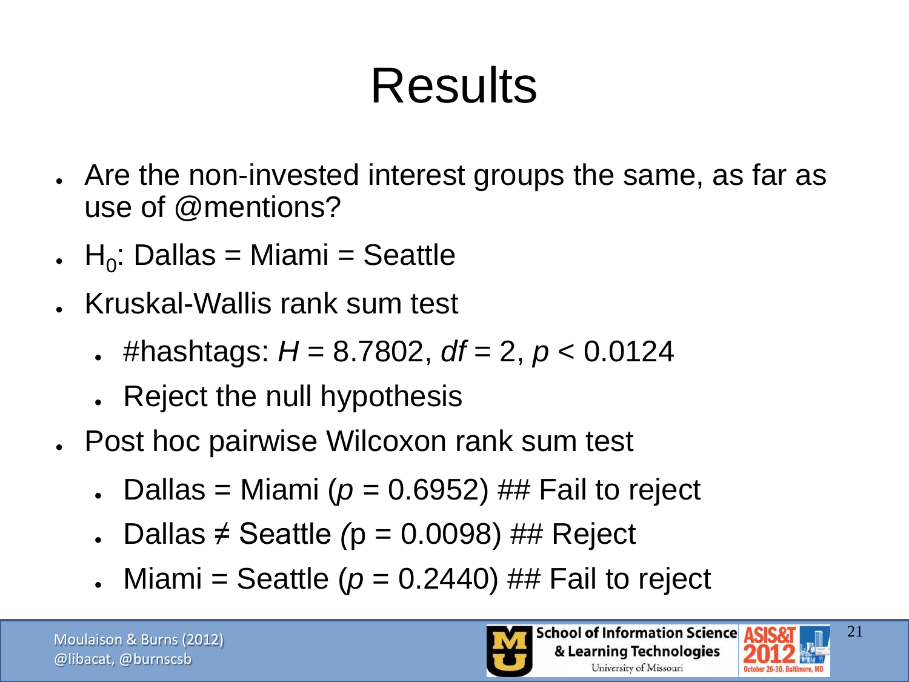# Results

- Are the non-invested interest groups the same, as far as use of @mentions?
- $H_0$: Dallas = Miami = Seattle
- Kruskal-Wallis rank sum test
  - #hashtags: $H = 8.7802$, $df = 2$, $p < 0.0124$
  - Reject the null hypothesis
- Post hoc pairwise Wilcoxon rank sum test
  - Dallas = Miami ($p = 0.6952$) ## Fail to reject
  - Dallas ≠ Seattle ($p = 0.0098$) ## Reject
  - Miami = Seattle ($p = 0.2440$) ## Fail to reject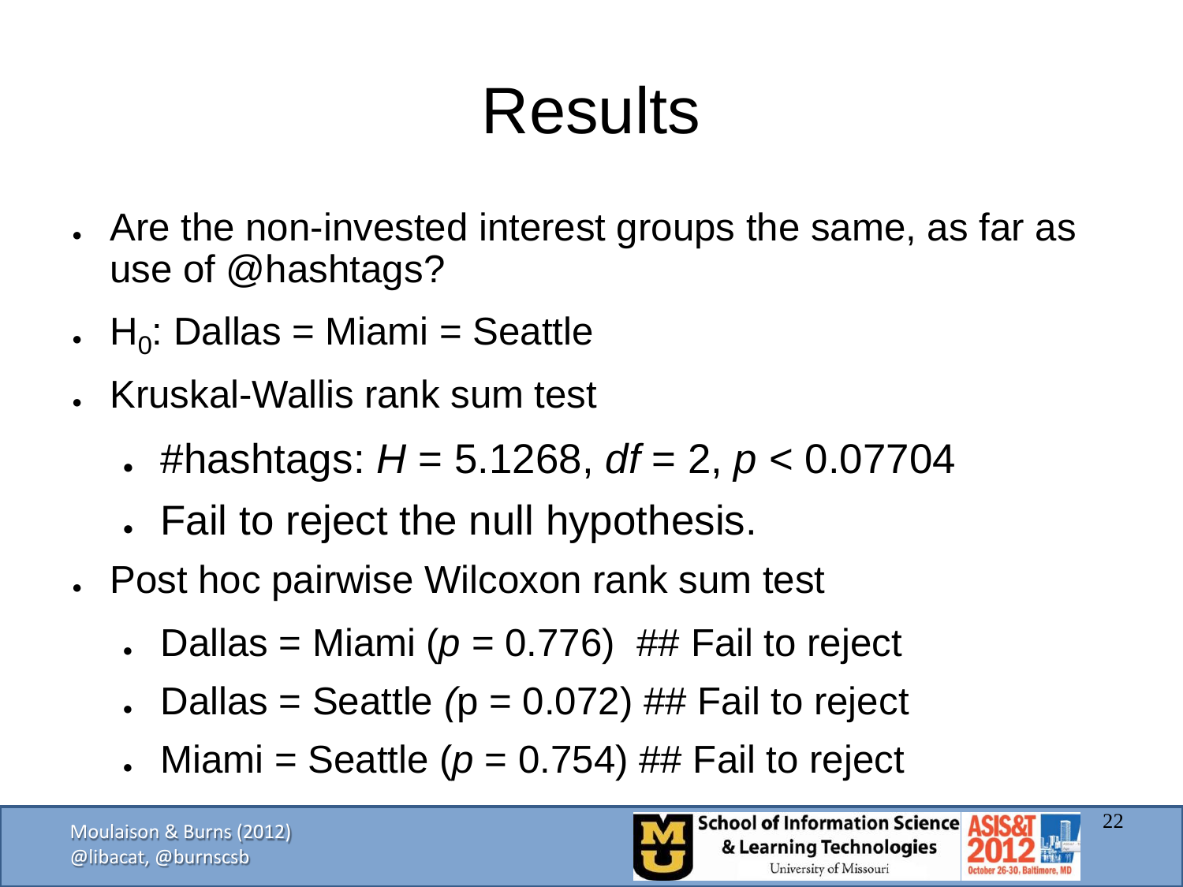# Results

- Are the non-invested interest groups the same, as far as use of @hashtags?
- $H_0$: Dallas = Miami = Seattle
- Kruskal-Wallis rank sum test
  - #hashtags: $H = 5.1268$, $df = 2$, $p < 0.07704$
  - Fail to reject the null hypothesis.
- Post hoc pairwise Wilcoxon rank sum test
  - Dallas = Miami ($p = 0.776$) ## Fail to reject
  - Dallas = Seattle ($p = 0.072$) ## Fail to reject
  - Miami = Seattle ($p = 0.754$) ## Fail to reject

Moulaison & Burns (2012)
@libacat, @burnscsb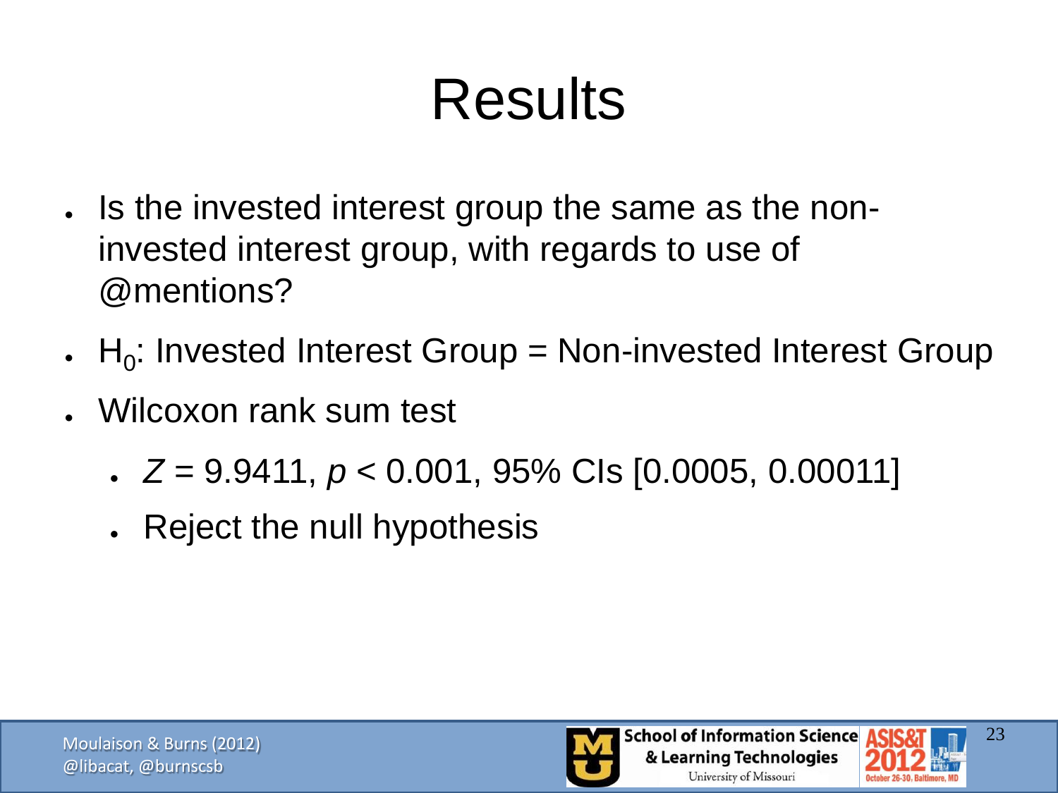# Results

- Is the invested interest group the same as the non-invested interest group, with regards to use of @mentions?
- $H_0$: Invested Interest Group = Non-invested Interest Group
- Wilcoxon rank sum test
  - $Z = 9.9411$, $p < 0.001$, 95% CIs [0.0005, 0.00011]
  - Reject the null hypothesis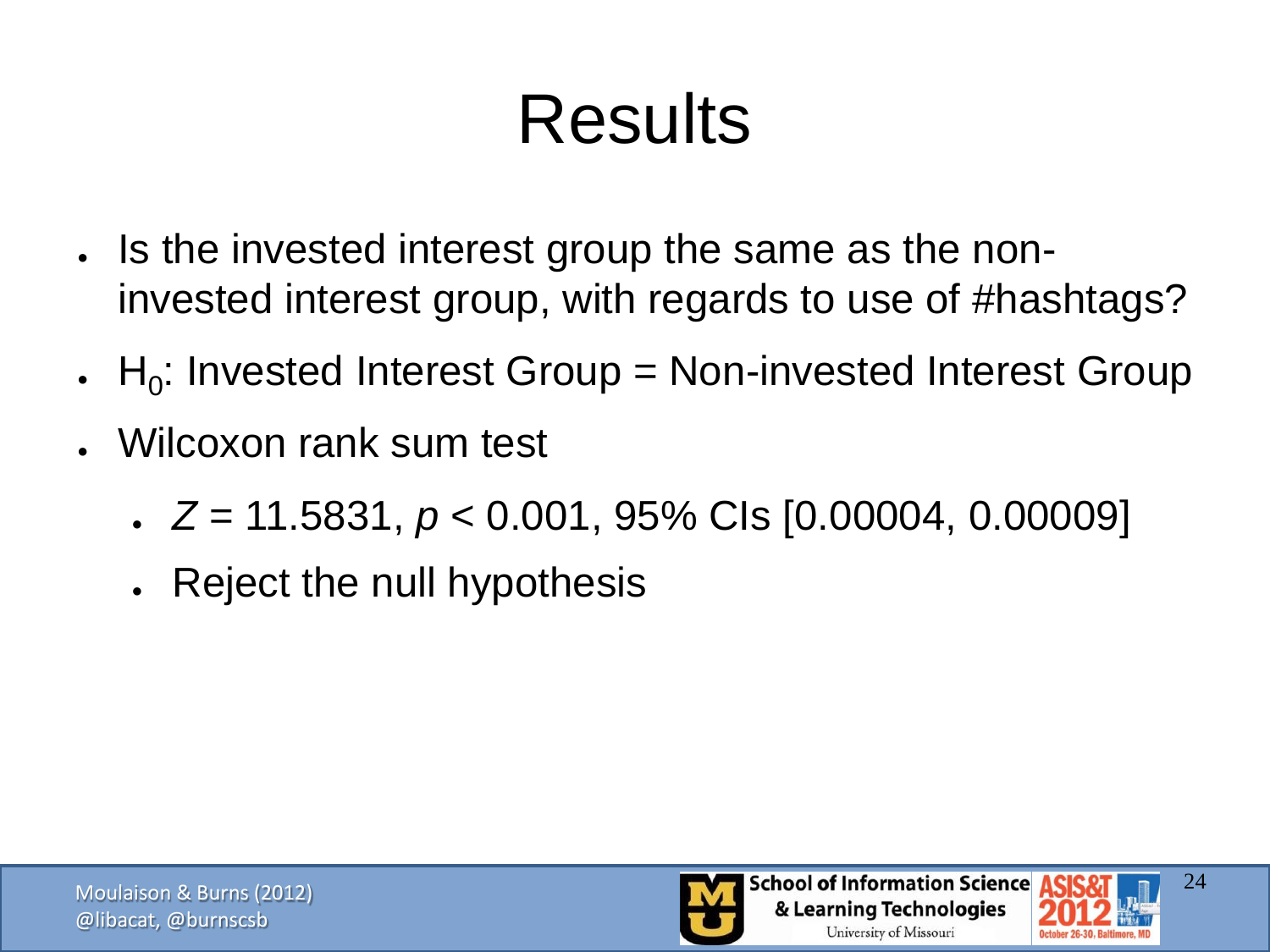# Results

- Is the invested interest group the same as the non-invested interest group, with regards to use of #hashtags?
- $H_0$: Invested Interest Group = Non-invested Interest Group
- Wilcoxon rank sum test
  - $Z = 11.5831$, $p < 0.001$, 95% CIs [0.00004, 0.00009]
  - Reject the null hypothesis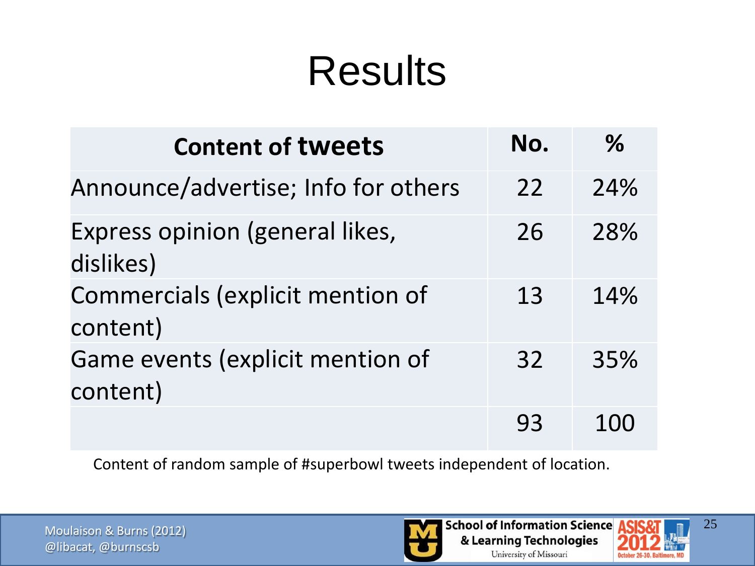# Results

| Content of tweets | No. | % |
|---|---|---|
| Announce/advertise; Info for others | 22 | 24% |
| Express opinion (general likes, dislikes) | 26 | 28% |
| Commercials (explicit mention of content) | 13 | 14% |
| Game events (explicit mention of content) | 32 | 35% |
| | 93 | 100 |

Content of random sample of #superbowl tweets independent of location.

Moulaison & Burns (2012)
@libacat, @burnscsb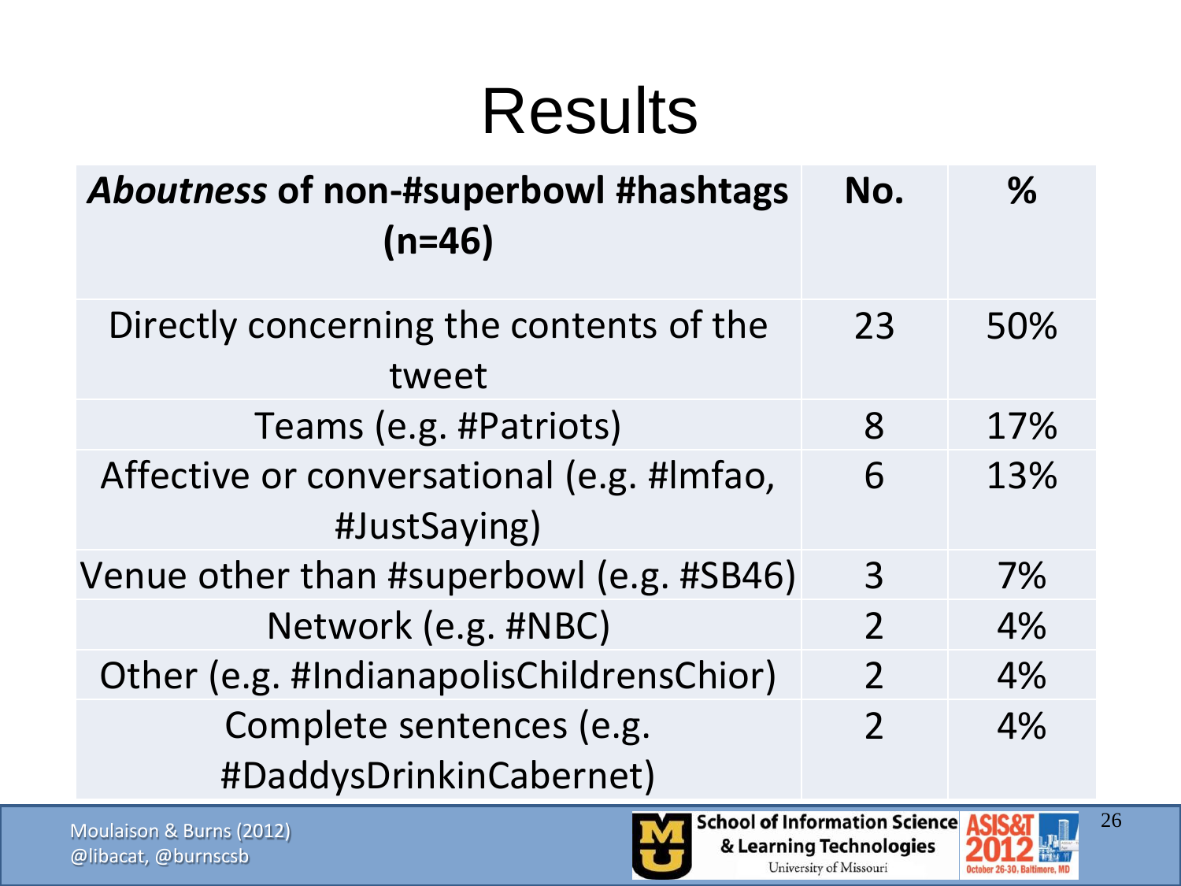# Results

| ***Aboutness*** **of non-#superbowl #hashtags (n=46)** | **No.** | **%** |
|---|---|---|
| Directly concerning the contents of the tweet | 23 | 50% |
| Teams (e.g. #Patriots) | 8 | 17% |
| Affective or conversational (e.g. #lmfao, #JustSaying) | 6 | 13% |
| Venue other than #superbowl (e.g. #SB46) | 3 | 7% |
| Network (e.g. #NBC) | 2 | 4% |
| Other (e.g. #IndianapolisChildrensChior) | 2 | 4% |
| Complete sentences (e.g. #DaddysDrinkinCabernet) | 2 | 4% |

Moulaison & Burns (2012)
@libacat, @burnscsb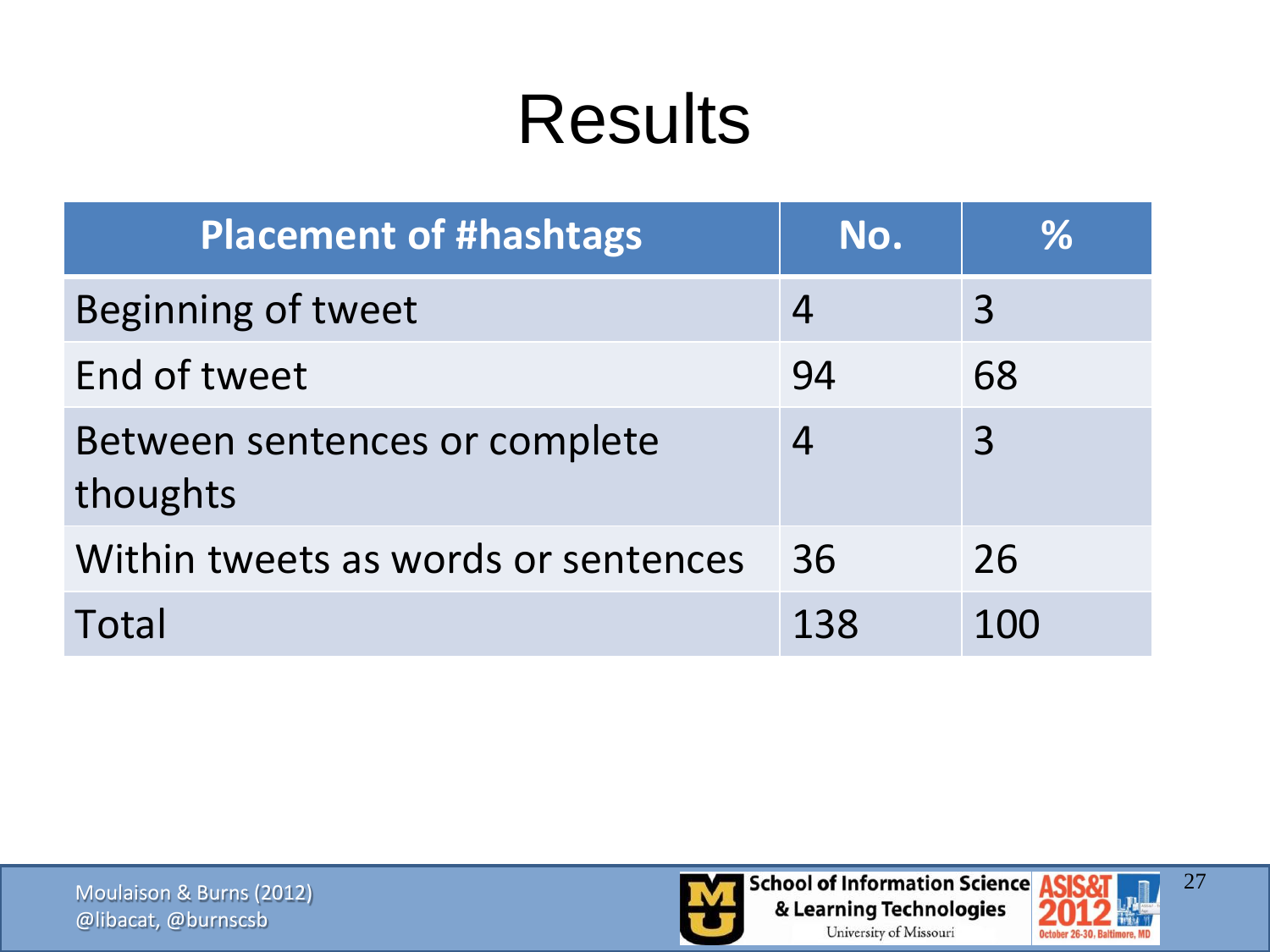# Results

| Placement of #hashtags | No. | % |
|---|---|---|
| Beginning of tweet | 4 | 3 |
| End of tweet | 94 | 68 |
| Between sentences or complete thoughts | 4 | 3 |
| Within tweets as words or sentences | 36 | 26 |
| Total | 138 | 100 |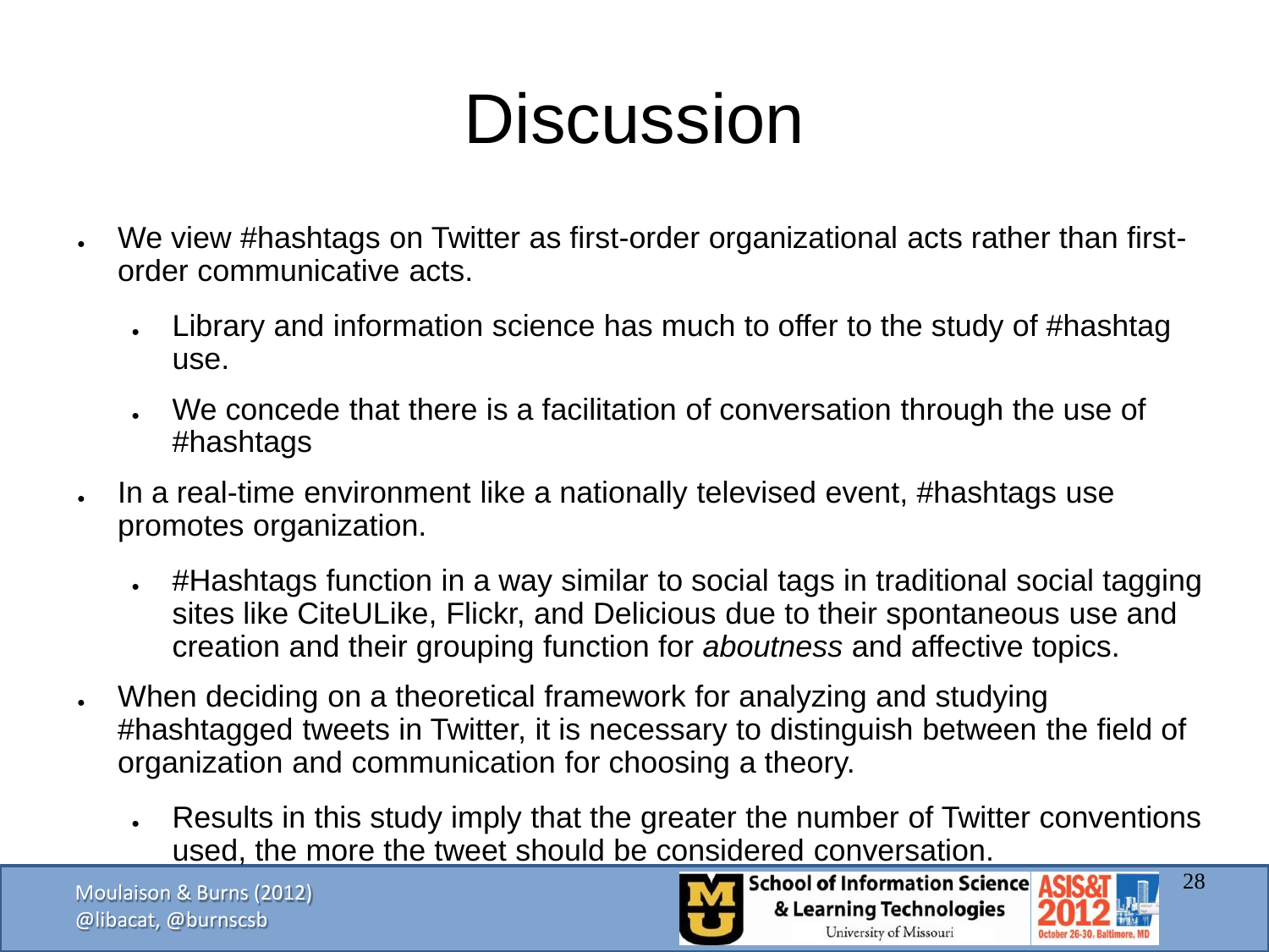# Discussion

- We view #hashtags on Twitter as first-order organizational acts rather than first-order communicative acts.
  - Library and information science has much to offer to the study of #hashtag use.
  - We concede that there is a facilitation of conversation through the use of #hashtags
- In a real-time environment like a nationally televised event, #hashtags use promotes organization.
  - #Hashtags function in a way similar to social tags in traditional social tagging sites like CiteULike, Flickr, and Delicious due to their spontaneous use and creation and their grouping function for *aboutness* and affective topics.
- When deciding on a theoretical framework for analyzing and studying #hashtagged tweets in Twitter, it is necessary to distinguish between the field of organization and communication for choosing a theory.
  - Results in this study imply that the greater the number of Twitter conventions used, the more the tweet should be considered conversation.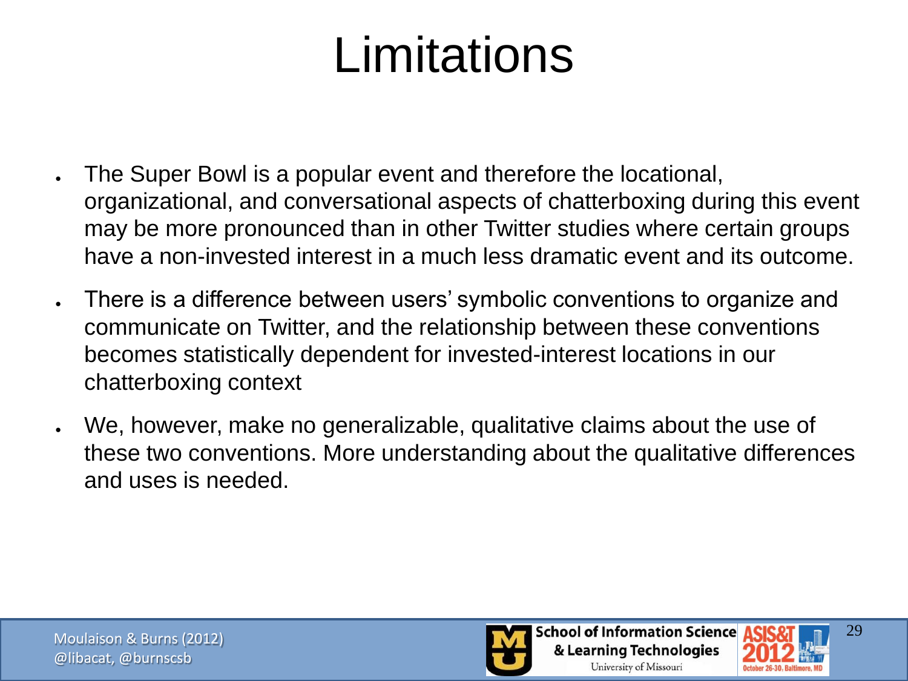# Limitations

- The Super Bowl is a popular event and therefore the locational, organizational, and conversational aspects of chatterboxing during this event may be more pronounced than in other Twitter studies where certain groups have a non-invested interest in a much less dramatic event and its outcome.
- There is a difference between users' symbolic conventions to organize and communicate on Twitter, and the relationship between these conventions becomes statistically dependent for invested-interest locations in our chatterboxing context
- We, however, make no generalizable, qualitative claims about the use of these two conventions. More understanding about the qualitative differences and uses is needed.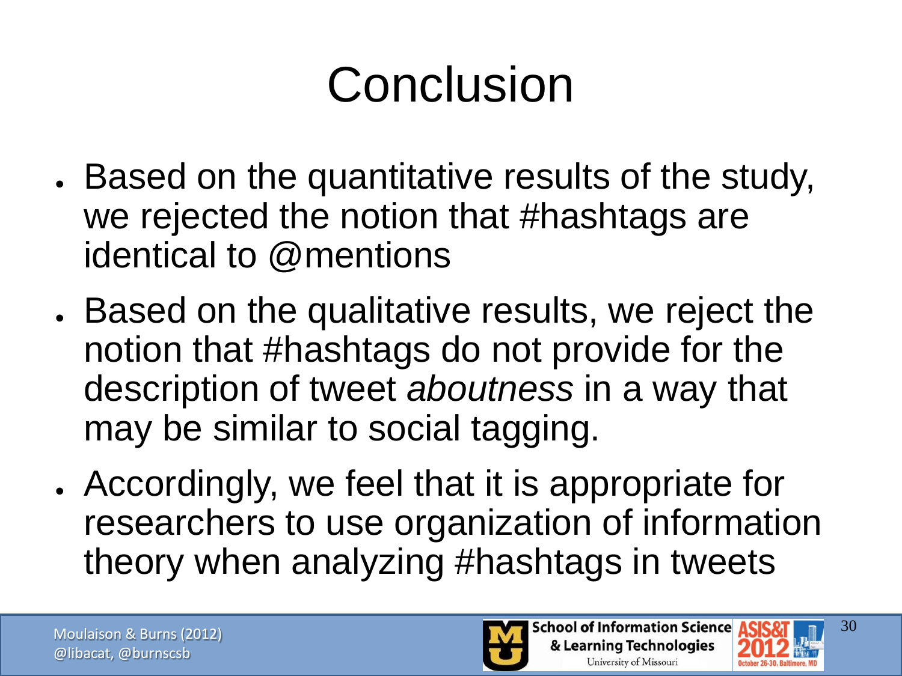# Conclusion

- Based on the quantitative results of the study, we rejected the notion that #hashtags are identical to @mentions
- Based on the qualitative results, we reject the notion that #hashtags do not provide for the description of tweet *aboutness* in a way that may be similar to social tagging.
- Accordingly, we feel that it is appropriate for researchers to use organization of information theory when analyzing #hashtags in tweets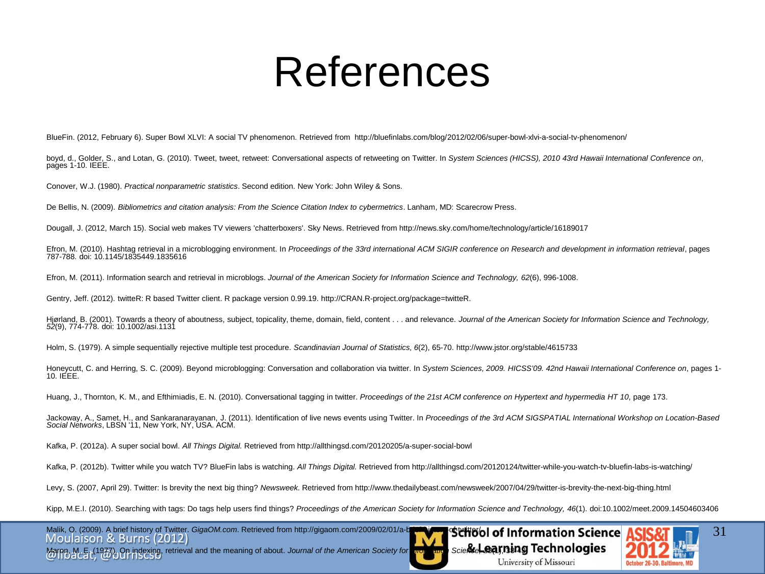# References

BlueFin. (2012, February 6). Super Bowl XLVI: A social TV phenomenon. Retrieved from http://bluefinlabs.com/blog/2012/02/06/super-bowl-xlvi-a-social-tv-phenomenon/

boyd, d., Golder, S., and Lotan, G. (2010). Tweet, tweet, retweet: Conversational aspects of retweeting on Twitter. In *System Sciences (HICSS), 2010 43rd Hawaii International Conference on*, pages 1-10. IEEE.

Conover, W.J. (1980). *Practical nonparametric statistics*. Second edition. New York: John Wiley & Sons.

De Bellis, N. (2009). *Bibliometrics and citation analysis: From the Science Citation Index to cybermetrics*. Lanham, MD: Scarecrow Press.

Dougall, J. (2012, March 15). Social web makes TV viewers 'chatterboxers'. Sky News. Retrieved from http://news.sky.com/home/technology/article/16189017

Efron, M. (2010). Hashtag retrieval in a microblogging environment. In *Proceedings of the 33rd international ACM SIGIR conference on Research and development in information retrieval*, pages 787-788. doi: 10.1145/1835449.1835616

Efron, M. (2011). Information search and retrieval in microblogs. *Journal of the American Society for Information Science and Technology, 62*(6), 996-1008.

Gentry, Jeff. (2012). twitteR: R based Twitter client. R package version 0.99.19. http://CRAN.R-project.org/package=twitteR.

Hjørland, B. (2001). Towards a theory of aboutness, subject, topicality, theme, domain, field, content . . . and relevance. *Journal of the American Society for Information Science and Technology, 52*(9), 774-778. doi: 10.1002/asi.1131

Holm, S. (1979). A simple sequentially rejective multiple test procedure. *Scandinavian Journal of Statistics, 6*(2), 65-70. http://www.jstor.org/stable/4615733

Honeycutt, C. and Herring, S. C. (2009). Beyond microblogging: Conversation and collaboration via twitter. In *System Sciences, 2009. HICSS'09. 42nd Hawaii International Conference on*, pages 1-10. IEEE.

Huang, J., Thornton, K. M., and Efthimiadis, E. N. (2010). Conversational tagging in twitter. *Proceedings of the 21st ACM conference on Hypertext and hypermedia HT 10*, page 173.

Jackoway, A., Samet, H., and Sankaranarayanan, J. (2011). Identification of live news events using Twitter. In *Proceedings of the 3rd ACM SIGSPATIAL International Workshop on Location-Based Social Networks*, LBSN '11, New York, NY, USA. ACM.

Kafka, P. (2012a). A super social bowl. *All Things Digital.* Retrieved from http://allthingsd.com/20120205/a-super-social-bowl

Kafka, P. (2012b). Twitter while you watch TV? BlueFin labs is watching. *All Things Digital.* Retrieved from http://allthingsd.com/20120124/twitter-while-you-watch-tv-bluefin-labs-is-watching/

Levy, S. (2007, April 29). Twitter: Is brevity the next big thing? *Newsweek*. Retrieved from http://www.thedailybeast.com/newsweek/2007/04/29/twitter-is-brevity-the-next-big-thing.html

Kipp, M.E.I. (2010). Searching with tags: Do tags help users find things? *Proceedings of the American Society for Information Science and Technology, 46*(1). doi:10.1002/meet.2009.14504603406

Malik, O. (2009). A brief history of Twitter. *GigaOM.com*. Retrieved from http://gigaom.com/2009/02/01/a-b...-of-twitter/

Maron, M. E. (1977). On indexing, retrieval and the meaning of about. *Journal of the American Society for Information Science*, 28(1), 38-43.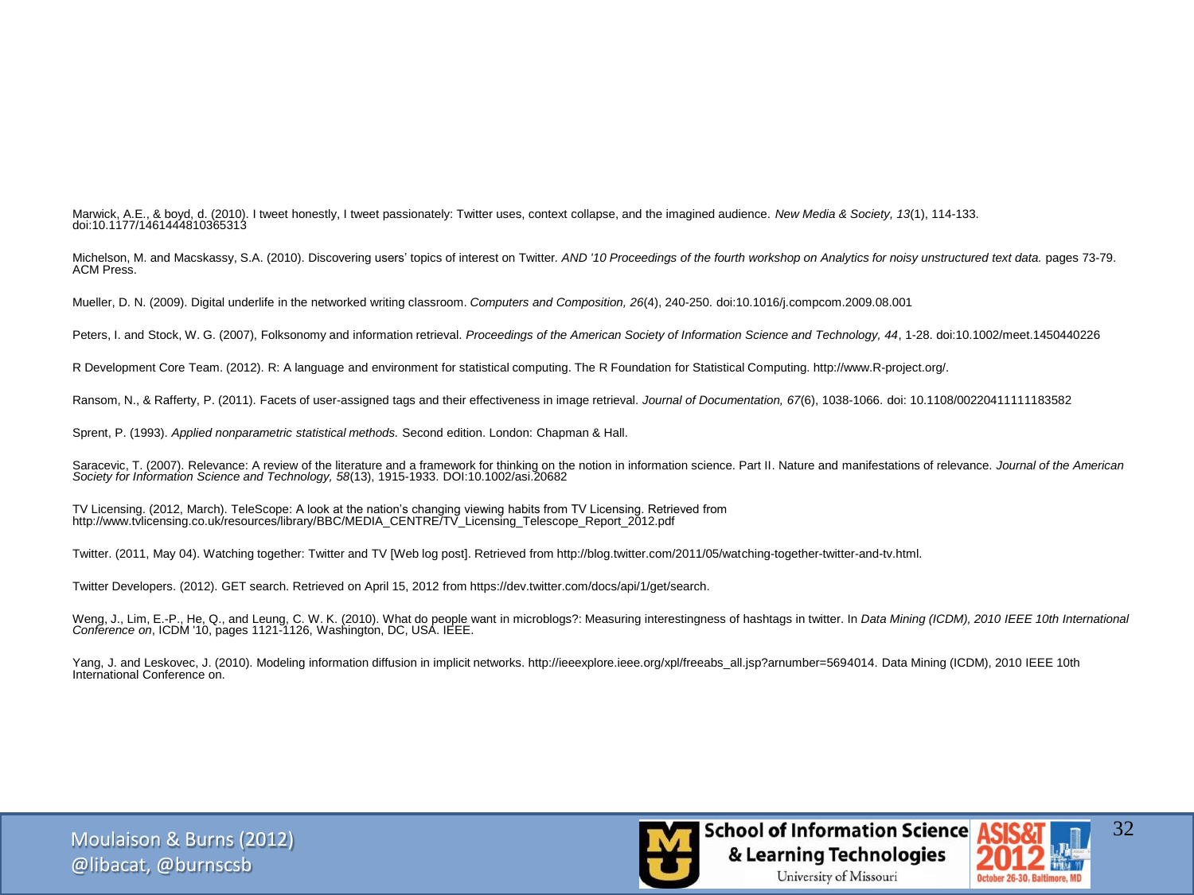Marwick, A.E., & boyd, d. (2010). I tweet honestly, I tweet passionately: Twitter uses, context collapse, and the imagined audience. *New Media & Society, 13*(1), 114-133. doi:10.1177/1461444810365313

Michelson, M. and Macskassy, S.A. (2010). Discovering users' topics of interest on Twitter. *AND '10 Proceedings of the fourth workshop on Analytics for noisy unstructured text data.* pages 73-79. ACM Press.

Mueller, D. N. (2009). Digital underlife in the networked writing classroom. *Computers and Composition, 26*(4), 240-250. doi:10.1016/j.compcom.2009.08.001

Peters, I. and Stock, W. G. (2007), Folksonomy and information retrieval. *Proceedings of the American Society of Information Science and Technology, 44*, 1-28. doi:10.1002/meet.1450440226

R Development Core Team. (2012). R: A language and environment for statistical computing. The R Foundation for Statistical Computing. http://www.R-project.org/.

Ransom, N., & Rafferty, P. (2011). Facets of user-assigned tags and their effectiveness in image retrieval. *Journal of Documentation, 67*(6), 1038-1066. doi: 10.1108/00220411111183582

Sprent, P. (1993). *Applied nonparametric statistical methods.* Second edition. London: Chapman & Hall.

Saracevic, T. (2007). Relevance: A review of the literature and a framework for thinking on the notion in information science. Part II. Nature and manifestations of relevance. *Journal of the American Society for Information Science and Technology, 58*(13), 1915-1933. DOI:10.1002/asi.20682

TV Licensing. (2012, March). TeleScope: A look at the nation's changing viewing habits from TV Licensing. Retrieved from http://www.tvlicensing.co.uk/resources/library/BBC/MEDIA_CENTRE/TV_Licensing_Telescope_Report_2012.pdf

Twitter. (2011, May 04). Watching together: Twitter and TV [Web log post]. Retrieved from http://blog.twitter.com/2011/05/watching-together-twitter-and-tv.html.

Twitter Developers. (2012). GET search. Retrieved on April 15, 2012 from https://dev.twitter.com/docs/api/1/get/search.

Weng, J., Lim, E.-P., He, Q., and Leung, C. W. K. (2010). What do people want in microblogs?: Measuring interestingness of hashtags in twitter. In *Data Mining (ICDM), 2010 IEEE 10th International Conference on*, ICDM '10, pages 1121-1126, Washington, DC, USA. IEEE.

Yang, J. and Leskovec, J. (2010). Modeling information diffusion in implicit networks. http://ieeexplore.ieee.org/xpl/freeabs_all.jsp?arnumber=5694014. Data Mining (ICDM), 2010 IEEE 10th International Conference on.